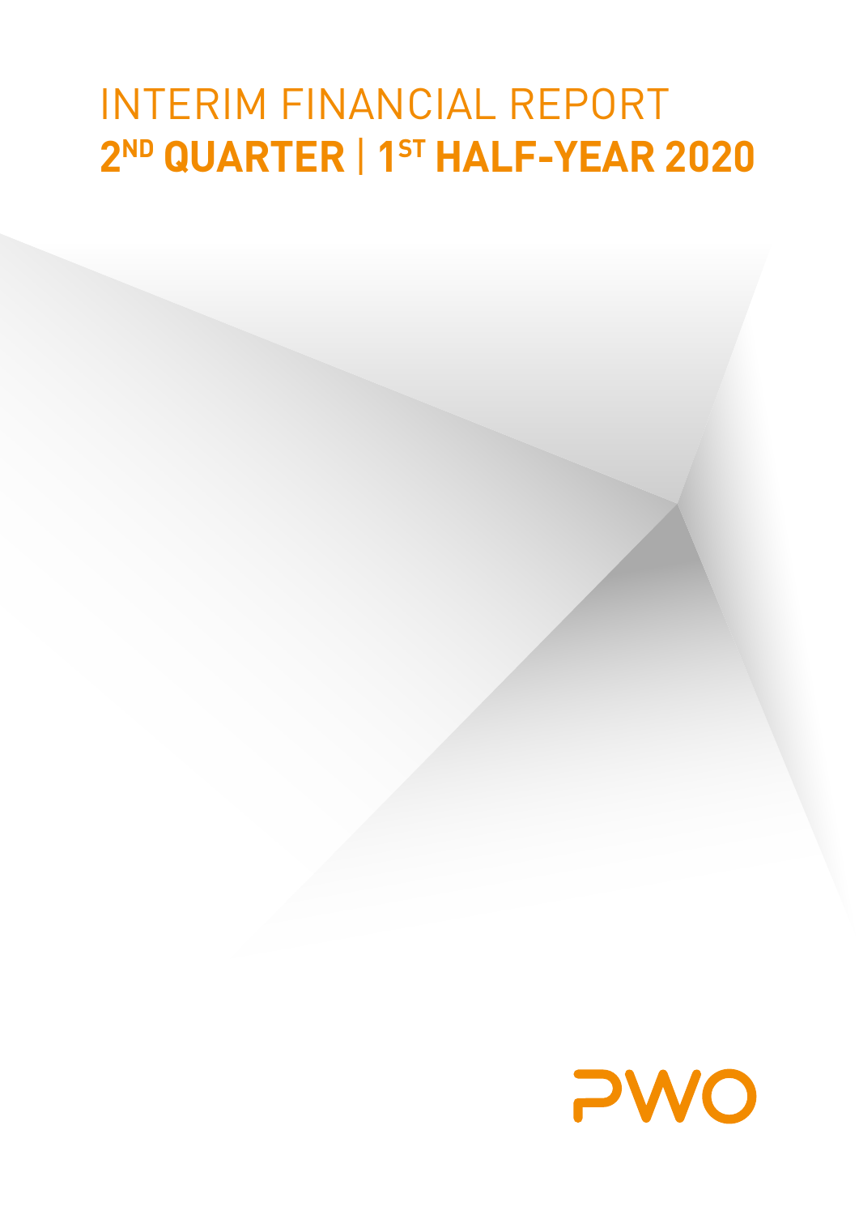# INTERIM FINANCIAL REPORT
## 2ND QUARTER | 1ST HALF-YEAR 2020

PWO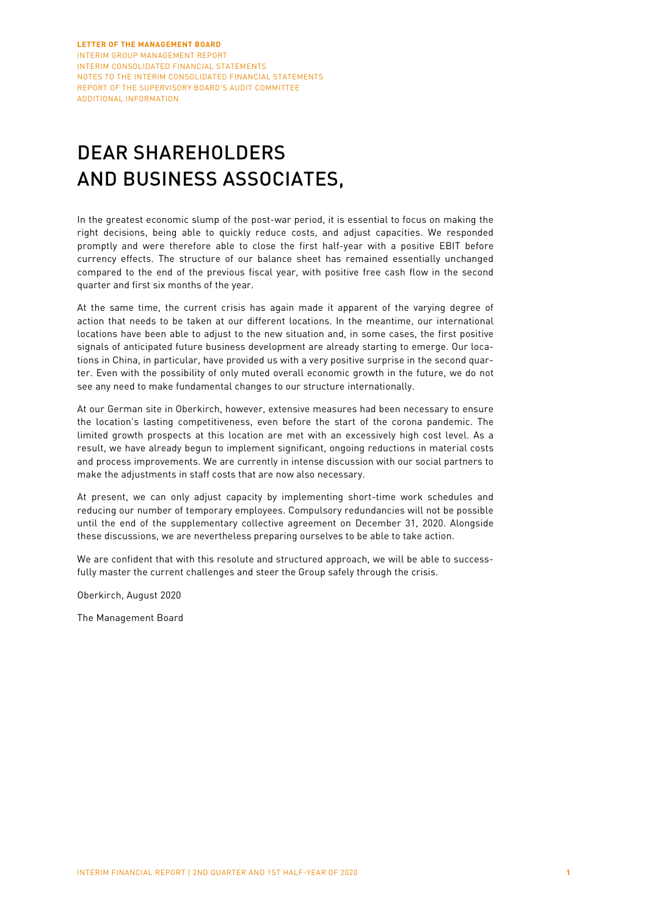# DEAR SHAREHOLDERS AND BUSINESS ASSOCIATES,

In the greatest economic slump of the post-war period, it is essential to focus on making the right decisions, being able to quickly reduce costs, and adjust capacities. We responded promptly and were therefore able to close the first half-year with a positive EBIT before currency effects. The structure of our balance sheet has remained essentially unchanged compared to the end of the previous fiscal year, with positive free cash flow in the second quarter and first six months of the year.

At the same time, the current crisis has again made it apparent of the varying degree of action that needs to be taken at our different locations. In the meantime, our international locations have been able to adjust to the new situation and, in some cases, the first positive signals of anticipated future business development are already starting to emerge. Our locations in China, in particular, have provided us with a very positive surprise in the second quarter. Even with the possibility of only muted overall economic growth in the future, we do not see any need to make fundamental changes to our structure internationally.

At our German site in Oberkirch, however, extensive measures had been necessary to ensure the location's lasting competitiveness, even before the start of the corona pandemic. The limited growth prospects at this location are met with an excessively high cost level. As a result, we have already begun to implement significant, ongoing reductions in material costs and process improvements. We are currently in intense discussion with our social partners to make the adjustments in staff costs that are now also necessary.

At present, we can only adjust capacity by implementing short-time work schedules and reducing our number of temporary employees. Compulsory redundancies will not be possible until the end of the supplementary collective agreement on December 31, 2020. Alongside these discussions, we are nevertheless preparing ourselves to be able to take action.

We are confident that with this resolute and structured approach, we will be able to successfully master the current challenges and steer the Group safely through the crisis.

Oberkirch, August 2020

The Management Board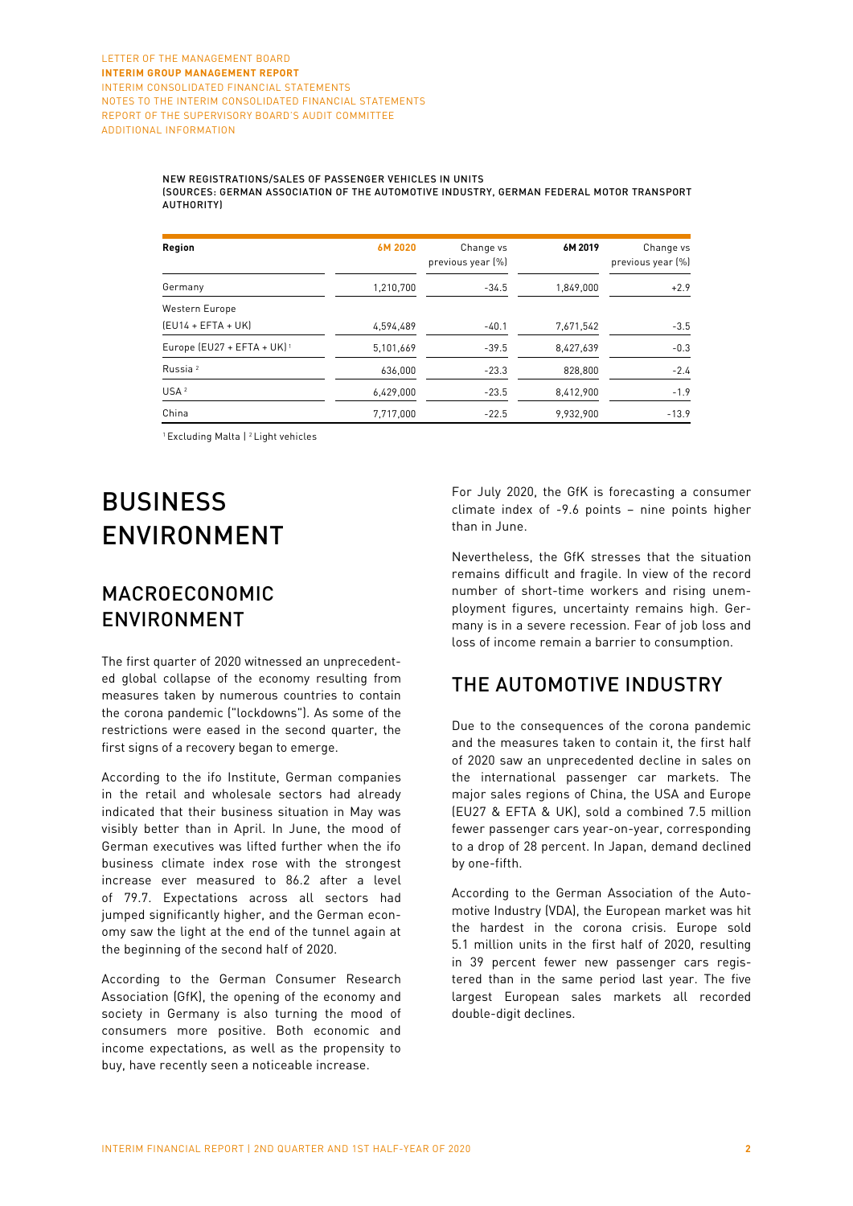NEW REGISTRATIONS/SALES OF PASSENGER VEHICLES IN UNITS
(SOURCES: GERMAN ASSOCIATION OF THE AUTOMOTIVE INDUSTRY, GERMAN FEDERAL MOTOR TRANSPORT AUTHORITY)

| Region | 6M 2020 | Change vs previous year (%) | 6M 2019 | Change vs previous year (%) |
|---|---|---|---|---|
| Germany | 1,210,700 | -34.5 | 1,849,000 | +2.9 |
| Western Europe (EU14 + EFTA + UK) | 4,594,489 | -40.1 | 7,671,542 | -3.5 |
| Europe (EU27 + EFTA + UK) [1] | 5,101,669 | -39.5 | 8,427,639 | -0.3 |
| Russia [2] | 636,000 | -23.3 | 828,800 | -2.4 |
| USA [2] | 6,429,000 | -23.5 | 8,412,900 | -1.9 |
| China | 7,717,000 | -22.5 | 9,932,900 | -13.9 |

[1] Excluding Malta | [2] Light vehicles

# BUSINESS ENVIRONMENT

## MACROECONOMIC ENVIRONMENT

The first quarter of 2020 witnessed an unprecedented global collapse of the economy resulting from measures taken by numerous countries to contain the corona pandemic ("lockdowns"). As some of the restrictions were eased in the second quarter, the first signs of a recovery began to emerge.

According to the ifo Institute, German companies in the retail and wholesale sectors had already indicated that their business situation in May was visibly better than in April. In June, the mood of German executives was lifted further when the ifo business climate index rose with the strongest increase ever measured to 86.2 after a level of 79.7. Expectations across all sectors had jumped significantly higher, and the German economy saw the light at the end of the tunnel again at the beginning of the second half of 2020.

According to the German Consumer Research Association (GfK), the opening of the economy and society in Germany is also turning the mood of consumers more positive. Both economic and income expectations, as well as the propensity to buy, have recently seen a noticeable increase.

For July 2020, the GfK is forecasting a consumer climate index of -9.6 points – nine points higher than in June.

Nevertheless, the GfK stresses that the situation remains difficult and fragile. In view of the record number of short-time workers and rising unemployment figures, uncertainty remains high. Germany is in a severe recession. Fear of job loss and loss of income remain a barrier to consumption.

## THE AUTOMOTIVE INDUSTRY

Due to the consequences of the corona pandemic and the measures taken to contain it, the first half of 2020 saw an unprecedented decline in sales on the international passenger car markets. The major sales regions of China, the USA and Europe (EU27 & EFTA & UK), sold a combined 7.5 million fewer passenger cars year-on-year, corresponding to a drop of 28 percent. In Japan, demand declined by one-fifth.

According to the German Association of the Automotive Industry (VDA), the European market was hit the hardest in the corona crisis. Europe sold 5.1 million units in the first half of 2020, resulting in 39 percent fewer new passenger cars registered than in the same period last year. The five largest European sales markets all recorded double-digit declines.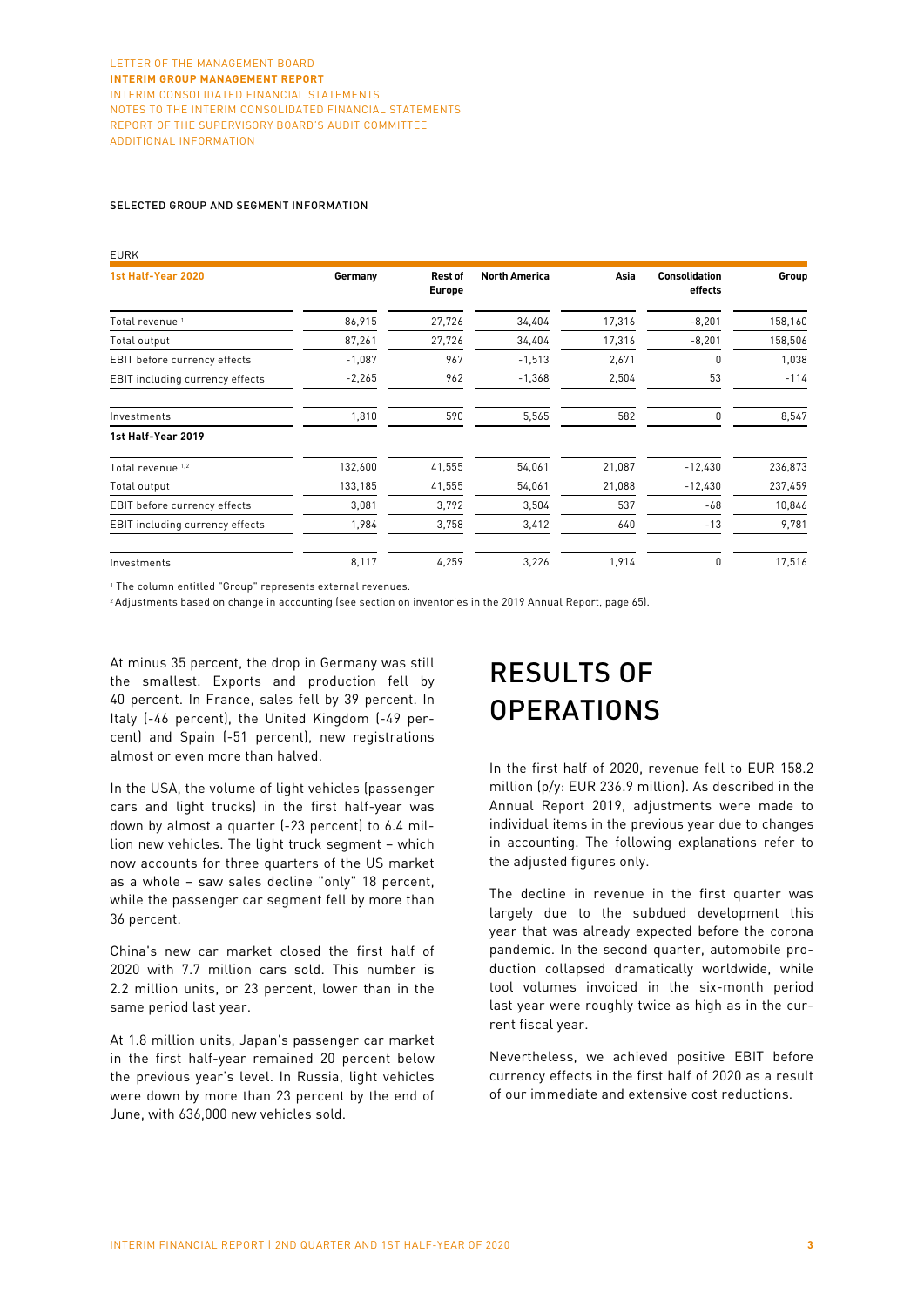SELECTED GROUP AND SEGMENT INFORMATION

EURK

| 1st Half-Year 2020 | Germany | Rest of Europe | North America | Asia | Consolidation effects | Group |
|---|---|---|---|---|---|---|
| Total revenue [1] | 86,915 | 27,726 | 34,404 | 17,316 | -8,201 | 158,160 |
| Total output | 87,261 | 27,726 | 34,404 | 17,316 | -8,201 | 158,506 |
| EBIT before currency effects | -1,087 | 967 | -1,513 | 2,671 | 0 | 1,038 |
| EBIT including currency effects | -2,265 | 962 | -1,368 | 2,504 | 53 | -114 |
| Investments | 1,810 | 590 | 5,565 | 582 | 0 | 8,547 |
| **1st Half-Year 2019** | | | | | | |
| Total revenue [1,2] | 132,600 | 41,555 | 54,061 | 21,087 | -12,430 | 236,873 |
| Total output | 133,185 | 41,555 | 54,061 | 21,088 | -12,430 | 237,459 |
| EBIT before currency effects | 3,081 | 3,792 | 3,504 | 537 | -68 | 10,846 |
| EBIT including currency effects | 1,984 | 3,758 | 3,412 | 640 | -13 | 9,781 |
| Investments | 8,117 | 4,259 | 3,226 | 1,914 | 0 | 17,516 |

[1] The column entitled "Group" represents external revenues.

[2] Adjustments based on change in accounting (see section on inventories in the 2019 Annual Report, page 65).

At minus 35 percent, the drop in Germany was still the smallest. Exports and production fell by 40 percent. In France, sales fell by 39 percent. In Italy (-46 percent), the United Kingdom (-49 percent) and Spain (-51 percent), new registrations almost or even more than halved.

In the USA, the volume of light vehicles (passenger cars and light trucks) in the first half-year was down by almost a quarter (-23 percent) to 6.4 million new vehicles. The light truck segment – which now accounts for three quarters of the US market as a whole – saw sales decline "only" 18 percent, while the passenger car segment fell by more than 36 percent.

China's new car market closed the first half of 2020 with 7.7 million cars sold. This number is 2.2 million units, or 23 percent, lower than in the same period last year.

At 1.8 million units, Japan's passenger car market in the first half-year remained 20 percent below the previous year's level. In Russia, light vehicles were down by more than 23 percent by the end of June, with 636,000 new vehicles sold.

# RESULTS OF OPERATIONS

In the first half of 2020, revenue fell to EUR 158.2 million (p/y: EUR 236.9 million). As described in the Annual Report 2019, adjustments were made to individual items in the previous year due to changes in accounting. The following explanations refer to the adjusted figures only.

The decline in revenue in the first quarter was largely due to the subdued development this year that was already expected before the corona pandemic. In the second quarter, automobile production collapsed dramatically worldwide, while tool volumes invoiced in the six-month period last year were roughly twice as high as in the current fiscal year.

Nevertheless, we achieved positive EBIT before currency effects in the first half of 2020 as a result of our immediate and extensive cost reductions.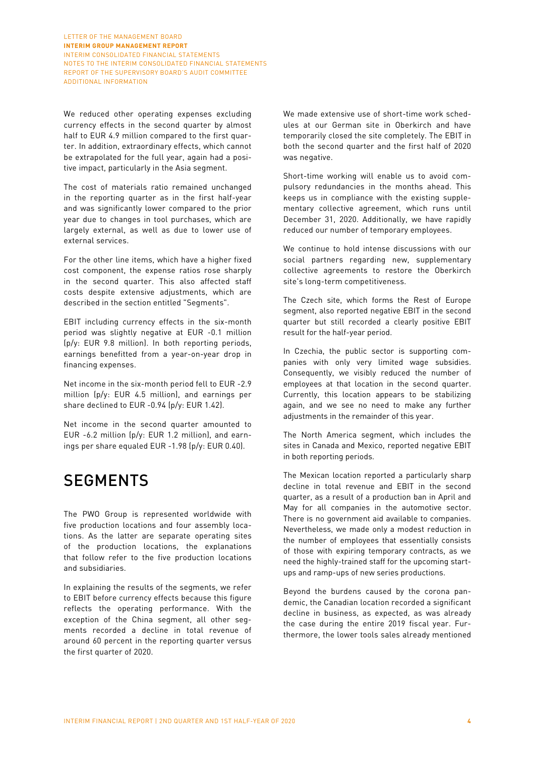We reduced other operating expenses excluding currency effects in the second quarter by almost half to EUR 4.9 million compared to the first quarter. In addition, extraordinary effects, which cannot be extrapolated for the full year, again had a positive impact, particularly in the Asia segment.

The cost of materials ratio remained unchanged in the reporting quarter as in the first half-year and was significantly lower compared to the prior year due to changes in tool purchases, which are largely external, as well as due to lower use of external services.

For the other line items, which have a higher fixed cost component, the expense ratios rose sharply in the second quarter. This also affected staff costs despite extensive adjustments, which are described in the section entitled "Segments".

EBIT including currency effects in the six-month period was slightly negative at EUR -0.1 million (p/y: EUR 9.8 million). In both reporting periods, earnings benefitted from a year-on-year drop in financing expenses.

Net income in the six-month period fell to EUR -2.9 million (p/y: EUR 4.5 million), and earnings per share declined to EUR -0.94 (p/y: EUR 1.42).

Net income in the second quarter amounted to EUR -6.2 million (p/y: EUR 1.2 million), and earnings per share equaled EUR -1.98 (p/y: EUR 0.40).

# SEGMENTS

The PWO Group is represented worldwide with five production locations and four assembly locations. As the latter are separate operating sites of the production locations, the explanations that follow refer to the five production locations and subsidiaries.

In explaining the results of the segments, we refer to EBIT before currency effects because this figure reflects the operating performance. With the exception of the China segment, all other segments recorded a decline in total revenue of around 60 percent in the reporting quarter versus the first quarter of 2020.

We made extensive use of short-time work schedules at our German site in Oberkirch and have temporarily closed the site completely. The EBIT in both the second quarter and the first half of 2020 was negative.

Short-time working will enable us to avoid compulsory redundancies in the months ahead. This keeps us in compliance with the existing supplementary collective agreement, which runs until December 31, 2020. Additionally, we have rapidly reduced our number of temporary employees.

We continue to hold intense discussions with our social partners regarding new, supplementary collective agreements to restore the Oberkirch site's long-term competitiveness.

The Czech site, which forms the Rest of Europe segment, also reported negative EBIT in the second quarter but still recorded a clearly positive EBIT result for the half-year period.

In Czechia, the public sector is supporting companies with only very limited wage subsidies. Consequently, we visibly reduced the number of employees at that location in the second quarter. Currently, this location appears to be stabilizing again, and we see no need to make any further adjustments in the remainder of this year.

The North America segment, which includes the sites in Canada and Mexico, reported negative EBIT in both reporting periods.

The Mexican location reported a particularly sharp decline in total revenue and EBIT in the second quarter, as a result of a production ban in April and May for all companies in the automotive sector. There is no government aid available to companies. Nevertheless, we made only a modest reduction in the number of employees that essentially consists of those with expiring temporary contracts, as we need the highly-trained staff for the upcoming start-ups and ramp-ups of new series productions.

Beyond the burdens caused by the corona pandemic, the Canadian location recorded a significant decline in business, as expected, as was already the case during the entire 2019 fiscal year. Furthermore, the lower tools sales already mentioned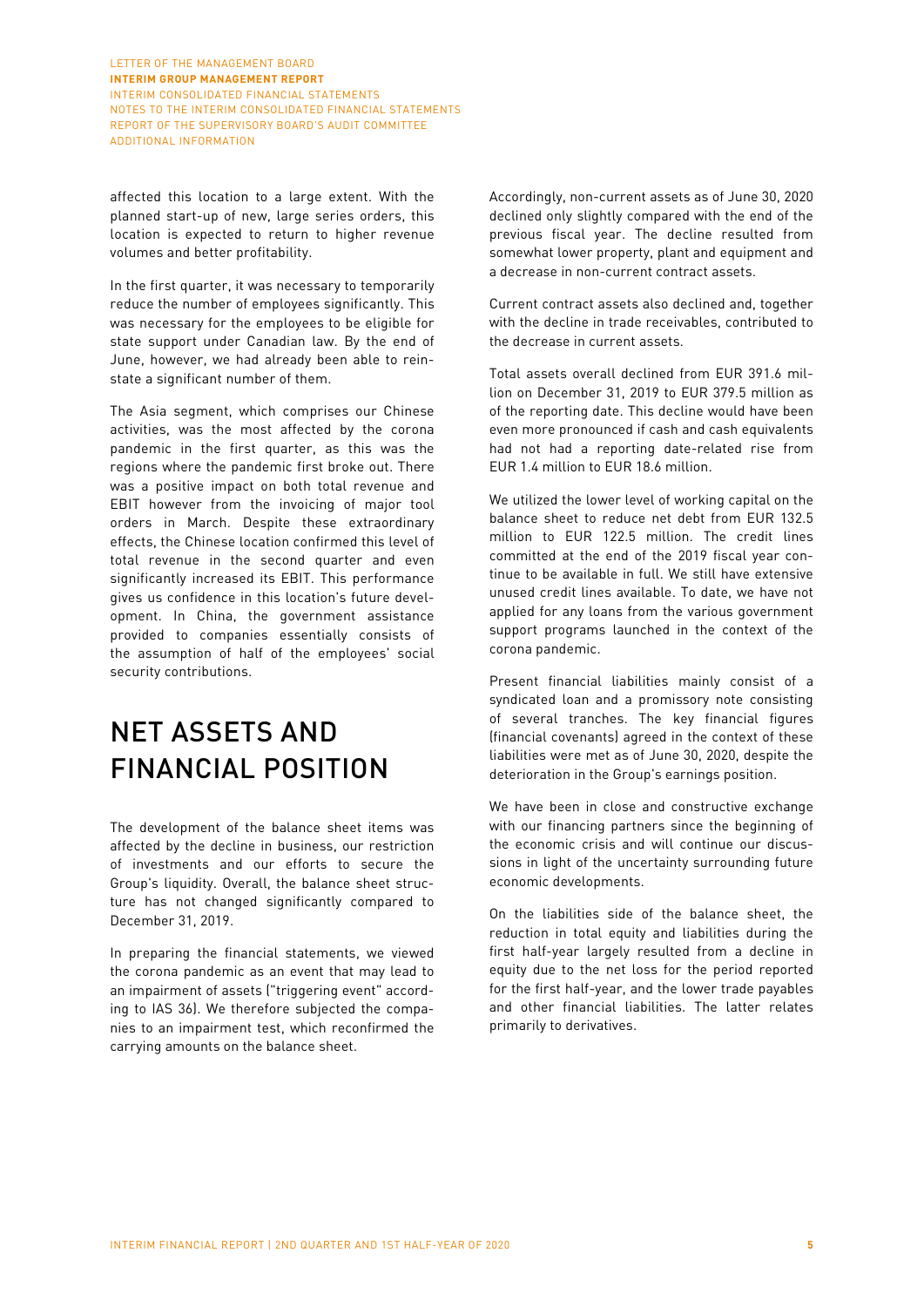affected this location to a large extent. With the planned start-up of new, large series orders, this location is expected to return to higher revenue volumes and better profitability.

In the first quarter, it was necessary to temporarily reduce the number of employees significantly. This was necessary for the employees to be eligible for state support under Canadian law. By the end of June, however, we had already been able to reinstate a significant number of them.

The Asia segment, which comprises our Chinese activities, was the most affected by the corona pandemic in the first quarter, as this was the regions where the pandemic first broke out. There was a positive impact on both total revenue and EBIT however from the invoicing of major tool orders in March. Despite these extraordinary effects, the Chinese location confirmed this level of total revenue in the second quarter and even significantly increased its EBIT. This performance gives us confidence in this location's future development. In China, the government assistance provided to companies essentially consists of the assumption of half of the employees' social security contributions.

# NET ASSETS AND FINANCIAL POSITION

The development of the balance sheet items was affected by the decline in business, our restriction of investments and our efforts to secure the Group's liquidity. Overall, the balance sheet structure has not changed significantly compared to December 31, 2019.

In preparing the financial statements, we viewed the corona pandemic as an event that may lead to an impairment of assets ("triggering event" according to IAS 36). We therefore subjected the companies to an impairment test, which reconfirmed the carrying amounts on the balance sheet.

Accordingly, non-current assets as of June 30, 2020 declined only slightly compared with the end of the previous fiscal year. The decline resulted from somewhat lower property, plant and equipment and a decrease in non-current contract assets.

Current contract assets also declined and, together with the decline in trade receivables, contributed to the decrease in current assets.

Total assets overall declined from EUR 391.6 million on December 31, 2019 to EUR 379.5 million as of the reporting date. This decline would have been even more pronounced if cash and cash equivalents had not had a reporting date-related rise from EUR 1.4 million to EUR 18.6 million.

We utilized the lower level of working capital on the balance sheet to reduce net debt from EUR 132.5 million to EUR 122.5 million. The credit lines committed at the end of the 2019 fiscal year continue to be available in full. We still have extensive unused credit lines available. To date, we have not applied for any loans from the various government support programs launched in the context of the corona pandemic.

Present financial liabilities mainly consist of a syndicated loan and a promissory note consisting of several tranches. The key financial figures (financial covenants) agreed in the context of these liabilities were met as of June 30, 2020, despite the deterioration in the Group's earnings position.

We have been in close and constructive exchange with our financing partners since the beginning of the economic crisis and will continue our discussions in light of the uncertainty surrounding future economic developments.

On the liabilities side of the balance sheet, the reduction in total equity and liabilities during the first half-year largely resulted from a decline in equity due to the net loss for the period reported for the first half-year, and the lower trade payables and other financial liabilities. The latter relates primarily to derivatives.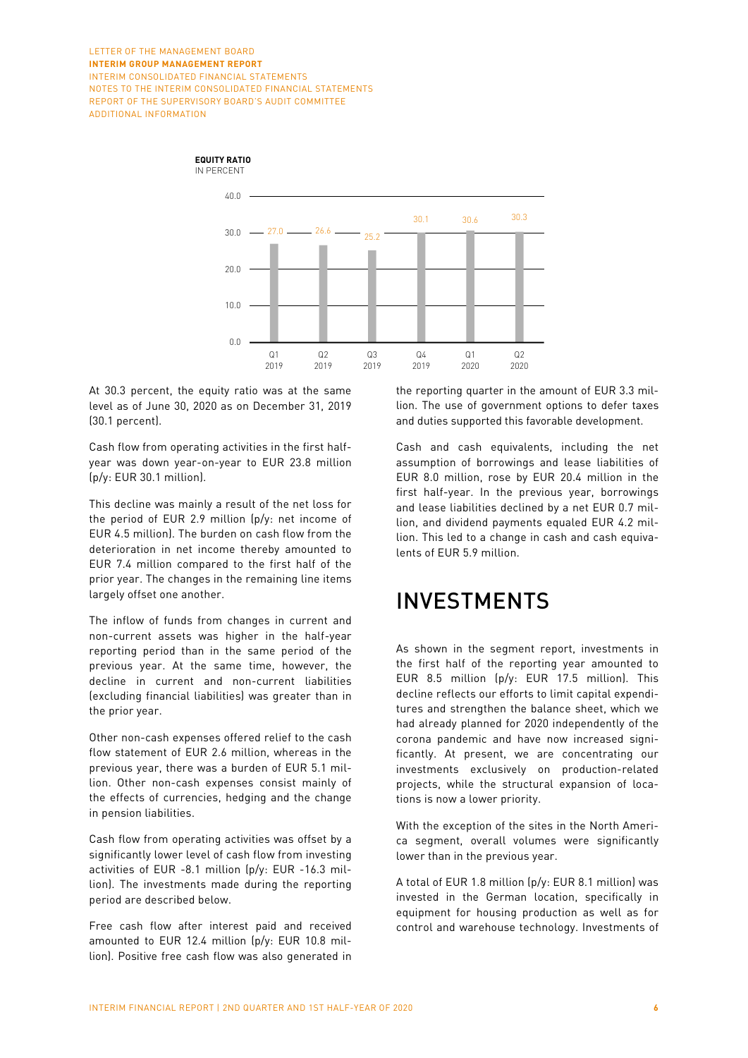**EQUITY RATIO**
IN PERCENT

| | Q1 2019 | Q2 2019 | Q3 2019 | Q4 2019 | Q1 2020 | Q2 2020 |
|---|---|---|---|---|---|---|
| Equity ratio | 27.0 | 26.6 | 25.2 | 30.1 | 30.6 | 30.3 |

At 30.3 percent, the equity ratio was at the same level as of June 30, 2020 as on December 31, 2019 (30.1 percent).

Cash flow from operating activities in the first half-year was down year-on-year to EUR 23.8 million (p/y: EUR 30.1 million).

This decline was mainly a result of the net loss for the period of EUR 2.9 million (p/y: net income of EUR 4.5 million). The burden on cash flow from the deterioration in net income thereby amounted to EUR 7.4 million compared to the first half of the prior year. The changes in the remaining line items largely offset one another.

The inflow of funds from changes in current and non-current assets was higher in the half-year reporting period than in the same period of the previous year. At the same time, however, the decline in current and non-current liabilities (excluding financial liabilities) was greater than in the prior year.

Other non-cash expenses offered relief to the cash flow statement of EUR 2.6 million, whereas in the previous year, there was a burden of EUR 5.1 million. Other non-cash expenses consist mainly of the effects of currencies, hedging and the change in pension liabilities.

Cash flow from operating activities was offset by a significantly lower level of cash flow from investing activities of EUR -8.1 million (p/y: EUR -16.3 million). The investments made during the reporting period are described below.

Free cash flow after interest paid and received amounted to EUR 12.4 million (p/y: EUR 10.8 million). Positive free cash flow was also generated in the reporting quarter in the amount of EUR 3.3 million. The use of government options to defer taxes and duties supported this favorable development.

Cash and cash equivalents, including the net assumption of borrowings and lease liabilities of EUR 8.0 million, rose by EUR 20.4 million in the first half-year. In the previous year, borrowings and lease liabilities declined by a net EUR 0.7 million, and dividend payments equaled EUR 4.2 million. This led to a change in cash and cash equivalents of EUR 5.9 million.

# INVESTMENTS

As shown in the segment report, investments in the first half of the reporting year amounted to EUR 8.5 million (p/y: EUR 17.5 million). This decline reflects our efforts to limit capital expenditures and strengthen the balance sheet, which we had already planned for 2020 independently of the corona pandemic and have now increased significantly. At present, we are concentrating our investments exclusively on production-related projects, while the structural expansion of locations is now a lower priority.

With the exception of the sites in the North America segment, overall volumes were significantly lower than in the previous year.

A total of EUR 1.8 million (p/y: EUR 8.1 million) was invested in the German location, specifically in equipment for housing production as well as for control and warehouse technology. Investments of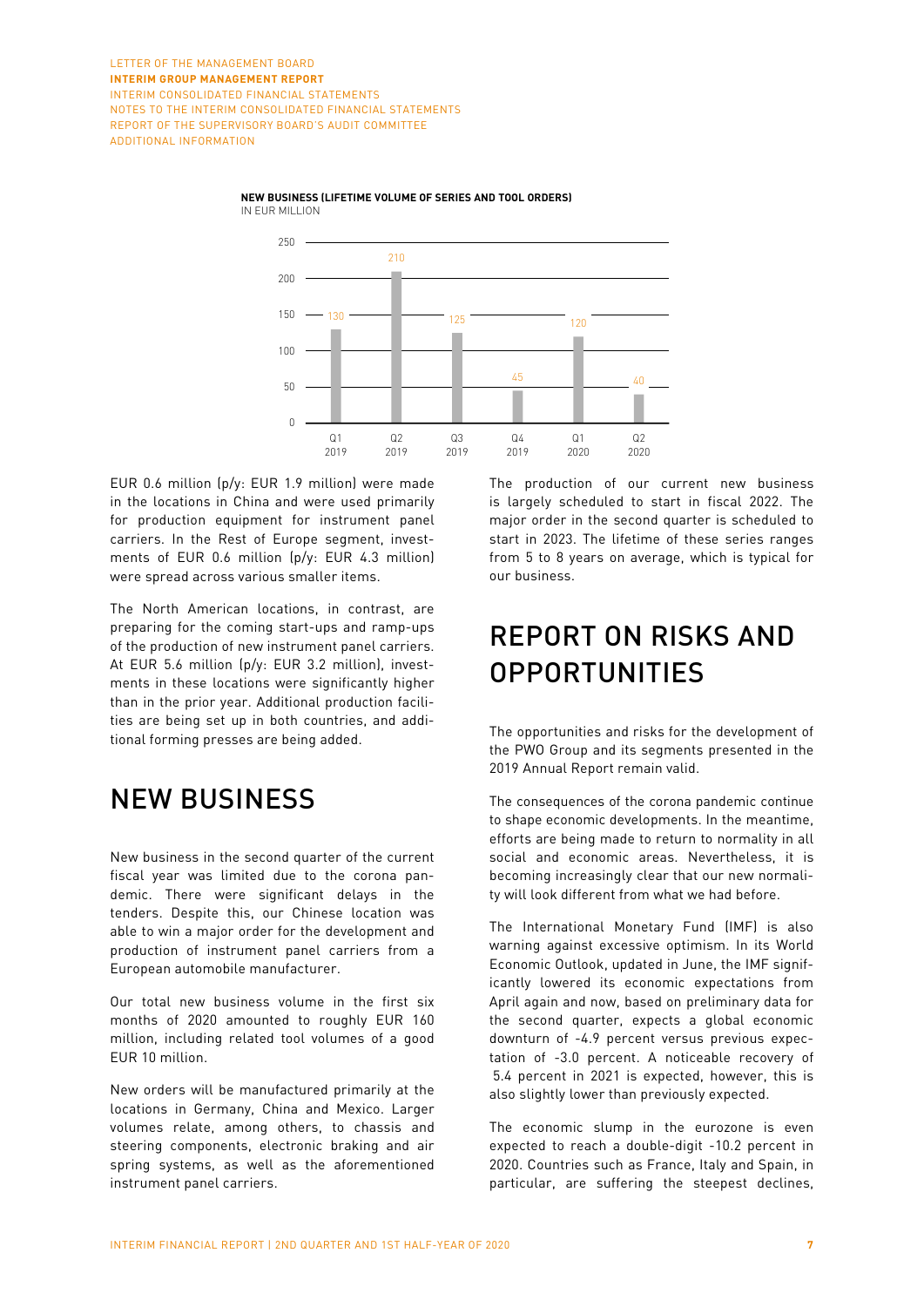**NEW BUSINESS (LIFETIME VOLUME OF SERIES AND TOOL ORDERS)**
IN EUR MILLION

| Q1 2019 | Q2 2019 | Q3 2019 | Q4 2019 | Q1 2020 | Q2 2020 |
|---|---|---|---|---|---|
| 130 | 210 | 125 | 45 | 120 | 40 |

EUR 0.6 million (p/y: EUR 1.9 million) were made in the locations in China and were used primarily for production equipment for instrument panel carriers. In the Rest of Europe segment, investments of EUR 0.6 million (p/y: EUR 4.3 million) were spread across various smaller items.

The North American locations, in contrast, are preparing for the coming start-ups and ramp-ups of the production of new instrument panel carriers. At EUR 5.6 million (p/y: EUR 3.2 million), investments in these locations were significantly higher than in the prior year. Additional production facilities are being set up in both countries, and additional forming presses are being added.

# NEW BUSINESS

New business in the second quarter of the current fiscal year was limited due to the corona pandemic. There were significant delays in the tenders. Despite this, our Chinese location was able to win a major order for the development and production of instrument panel carriers from a European automobile manufacturer.

Our total new business volume in the first six months of 2020 amounted to roughly EUR 160 million, including related tool volumes of a good EUR 10 million.

New orders will be manufactured primarily at the locations in Germany, China and Mexico. Larger volumes relate, among others, to chassis and steering components, electronic braking and air spring systems, as well as the aforementioned instrument panel carriers.

The production of our current new business is largely scheduled to start in fiscal 2022. The major order in the second quarter is scheduled to start in 2023. The lifetime of these series ranges from 5 to 8 years on average, which is typical for our business.

# REPORT ON RISKS AND OPPORTUNITIES

The opportunities and risks for the development of the PWO Group and its segments presented in the 2019 Annual Report remain valid.

The consequences of the corona pandemic continue to shape economic developments. In the meantime, efforts are being made to return to normality in all social and economic areas. Nevertheless, it is becoming increasingly clear that our new normality will look different from what we had before.

The International Monetary Fund (IMF) is also warning against excessive optimism. In its World Economic Outlook, updated in June, the IMF significantly lowered its economic expectations from April again and now, based on preliminary data for the second quarter, expects a global economic downturn of -4.9 percent versus previous expectation of -3.0 percent. A noticeable recovery of 5.4 percent in 2021 is expected, however, this is also slightly lower than previously expected.

The economic slump in the eurozone is even expected to reach a double-digit -10.2 percent in 2020. Countries such as France, Italy and Spain, in particular, are suffering the steepest declines,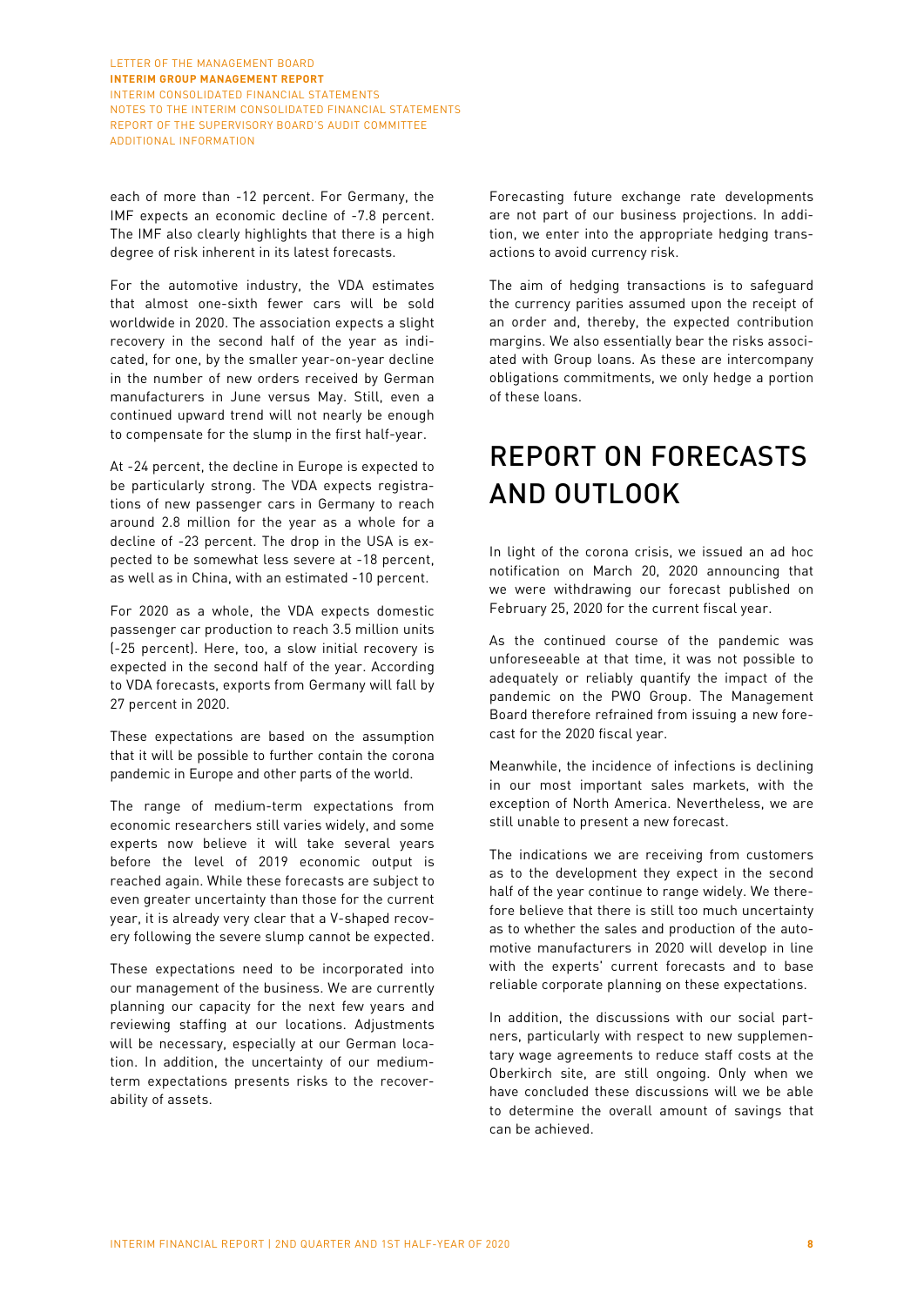each of more than -12 percent. For Germany, the IMF expects an economic decline of -7.8 percent. The IMF also clearly highlights that there is a high degree of risk inherent in its latest forecasts.

For the automotive industry, the VDA estimates that almost one-sixth fewer cars will be sold worldwide in 2020. The association expects a slight recovery in the second half of the year as indicated, for one, by the smaller year-on-year decline in the number of new orders received by German manufacturers in June versus May. Still, even a continued upward trend will not nearly be enough to compensate for the slump in the first half-year.

At -24 percent, the decline in Europe is expected to be particularly strong. The VDA expects registrations of new passenger cars in Germany to reach around 2.8 million for the year as a whole for a decline of -23 percent. The drop in the USA is expected to be somewhat less severe at -18 percent, as well as in China, with an estimated -10 percent.

For 2020 as a whole, the VDA expects domestic passenger car production to reach 3.5 million units (-25 percent). Here, too, a slow initial recovery is expected in the second half of the year. According to VDA forecasts, exports from Germany will fall by 27 percent in 2020.

These expectations are based on the assumption that it will be possible to further contain the corona pandemic in Europe and other parts of the world.

The range of medium-term expectations from economic researchers still varies widely, and some experts now believe it will take several years before the level of 2019 economic output is reached again. While these forecasts are subject to even greater uncertainty than those for the current year, it is already very clear that a V-shaped recovery following the severe slump cannot be expected.

These expectations need to be incorporated into our management of the business. We are currently planning our capacity for the next few years and reviewing staffing at our locations. Adjustments will be necessary, especially at our German location. In addition, the uncertainty of our medium-term expectations presents risks to the recoverability of assets.

Forecasting future exchange rate developments are not part of our business projections. In addition, we enter into the appropriate hedging transactions to avoid currency risk.

The aim of hedging transactions is to safeguard the currency parities assumed upon the receipt of an order and, thereby, the expected contribution margins. We also essentially bear the risks associated with Group loans. As these are intercompany obligations commitments, we only hedge a portion of these loans.

# REPORT ON FORECASTS AND OUTLOOK

In light of the corona crisis, we issued an ad hoc notification on March 20, 2020 announcing that we were withdrawing our forecast published on February 25, 2020 for the current fiscal year.

As the continued course of the pandemic was unforeseeable at that time, it was not possible to adequately or reliably quantify the impact of the pandemic on the PWO Group. The Management Board therefore refrained from issuing a new forecast for the 2020 fiscal year.

Meanwhile, the incidence of infections is declining in our most important sales markets, with the exception of North America. Nevertheless, we are still unable to present a new forecast.

The indications we are receiving from customers as to the development they expect in the second half of the year continue to range widely. We therefore believe that there is still too much uncertainty as to whether the sales and production of the automotive manufacturers in 2020 will develop in line with the experts' current forecasts and to base reliable corporate planning on these expectations.

In addition, the discussions with our social partners, particularly with respect to new supplementary wage agreements to reduce staff costs at the Oberkirch site, are still ongoing. Only when we have concluded these discussions will we be able to determine the overall amount of savings that can be achieved.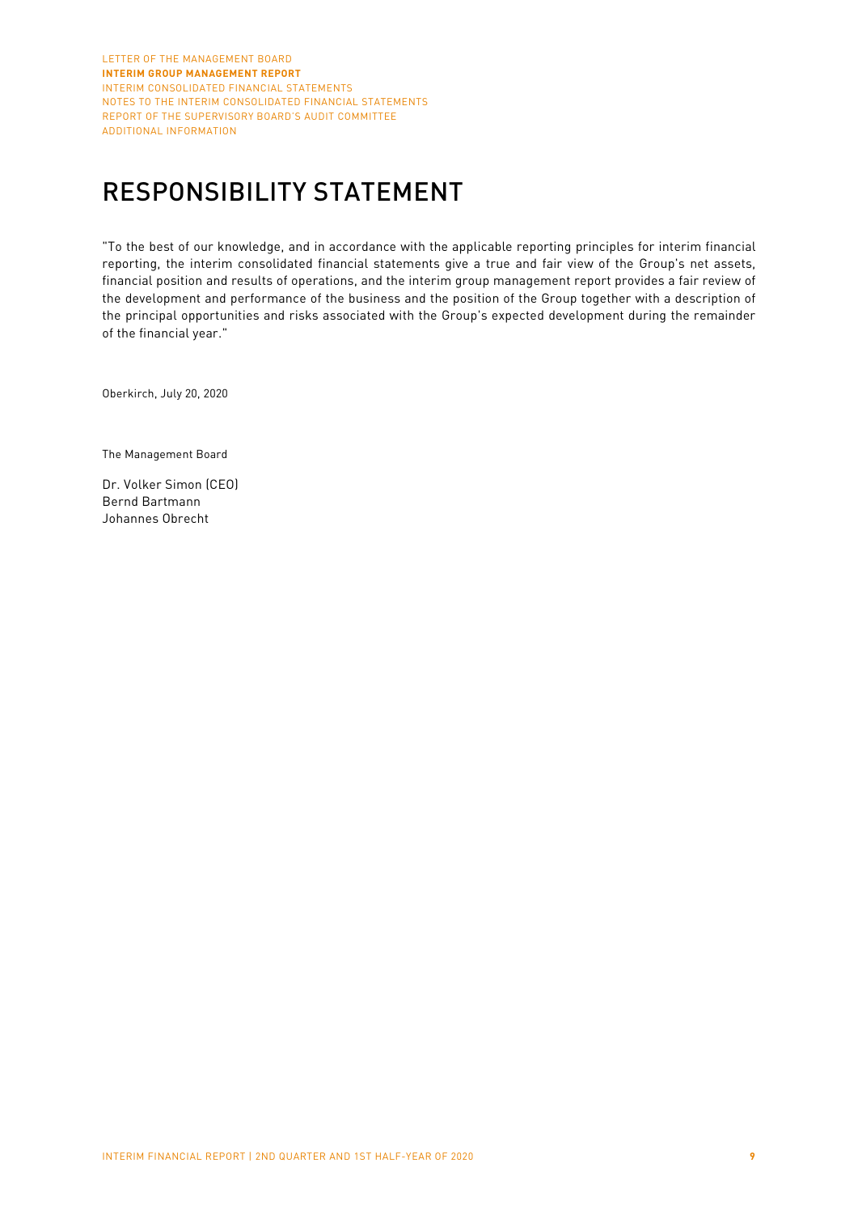# RESPONSIBILITY STATEMENT

"To the best of our knowledge, and in accordance with the applicable reporting principles for interim financial reporting, the interim consolidated financial statements give a true and fair view of the Group's net assets, financial position and results of operations, and the interim group management report provides a fair review of the development and performance of the business and the position of the Group together with a description of the principal opportunities and risks associated with the Group's expected development during the remainder of the financial year."

Oberkirch, July 20, 2020

The Management Board

Dr. Volker Simon (CEO)
Bernd Bartmann
Johannes Obrecht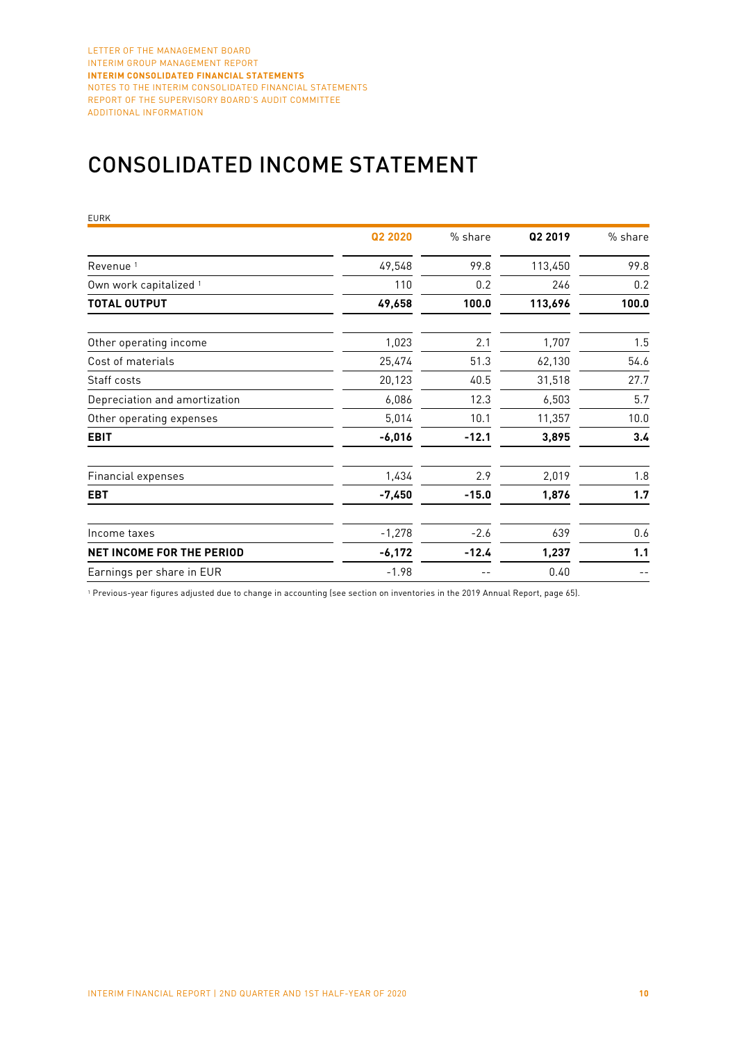# CONSOLIDATED INCOME STATEMENT

EURK

| | Q2 2020 | % share | Q2 2019 | % share |
|---|---|---|---|---|
| Revenue [1] | 49,548 | 99.8 | 113,450 | 99.8 |
| Own work capitalized [1] | 110 | 0.2 | 246 | 0.2 |
| **TOTAL OUTPUT** | **49,658** | **100.0** | **113,696** | **100.0** |
| Other operating income | 1,023 | 2.1 | 1,707 | 1.5 |
| Cost of materials | 25,474 | 51.3 | 62,130 | 54.6 |
| Staff costs | 20,123 | 40.5 | 31,518 | 27.7 |
| Depreciation and amortization | 6,086 | 12.3 | 6,503 | 5.7 |
| Other operating expenses | 5,014 | 10.1 | 11,357 | 10.0 |
| **EBIT** | **-6,016** | **-12.1** | **3,895** | **3.4** |
| Financial expenses | 1,434 | 2.9 | 2,019 | 1.8 |
| **EBT** | **-7,450** | **-15.0** | **1,876** | **1.7** |
| Income taxes | -1,278 | -2.6 | 639 | 0.6 |
| **NET INCOME FOR THE PERIOD** | **-6,172** | **-12.4** | **1,237** | **1.1** |
| Earnings per share in EUR | -1.98 | -- | 0.40 | -- |

[1] Previous-year figures adjusted due to change in accounting (see section on inventories in the 2019 Annual Report, page 65).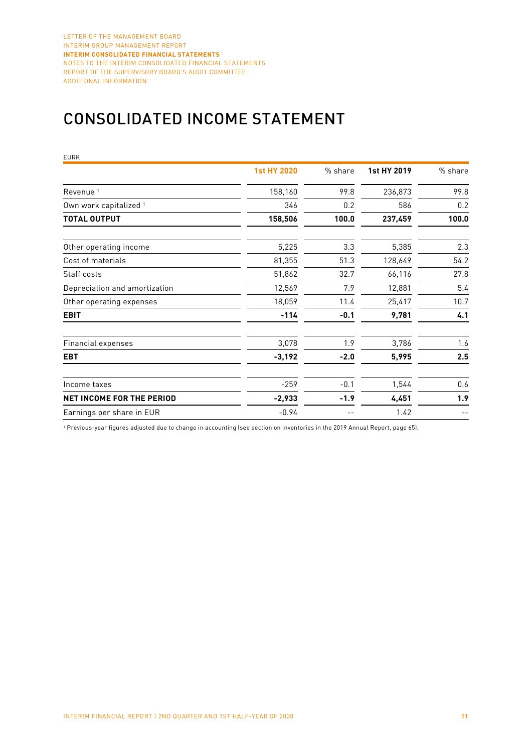# CONSOLIDATED INCOME STATEMENT

EURK

| | 1st HY 2020 | % share | 1st HY 2019 | % share |
|---|---|---|---|---|
| Revenue [1] | 158,160 | 99.8 | 236,873 | 99.8 |
| Own work capitalized [1] | 346 | 0.2 | 586 | 0.2 |
| **TOTAL OUTPUT** | **158,506** | **100.0** | **237,459** | **100.0** |
| Other operating income | 5,225 | 3.3 | 5,385 | 2.3 |
| Cost of materials | 81,355 | 51.3 | 128,649 | 54.2 |
| Staff costs | 51,862 | 32.7 | 66,116 | 27.8 |
| Depreciation and amortization | 12,569 | 7.9 | 12,881 | 5.4 |
| Other operating expenses | 18,059 | 11.4 | 25,417 | 10.7 |
| **EBIT** | **-114** | **-0.1** | **9,781** | **4.1** |
| Financial expenses | 3,078 | 1.9 | 3,786 | 1.6 |
| **EBT** | **-3,192** | **-2.0** | **5,995** | **2.5** |
| Income taxes | -259 | -0.1 | 1,544 | 0.6 |
| **NET INCOME FOR THE PERIOD** | **-2,933** | **-1.9** | **4,451** | **1.9** |
| Earnings per share in EUR | -0.94 | -- | 1.42 | -- |

[1] Previous-year figures adjusted due to change in accounting (see section on inventories in the 2019 Annual Report, page 65).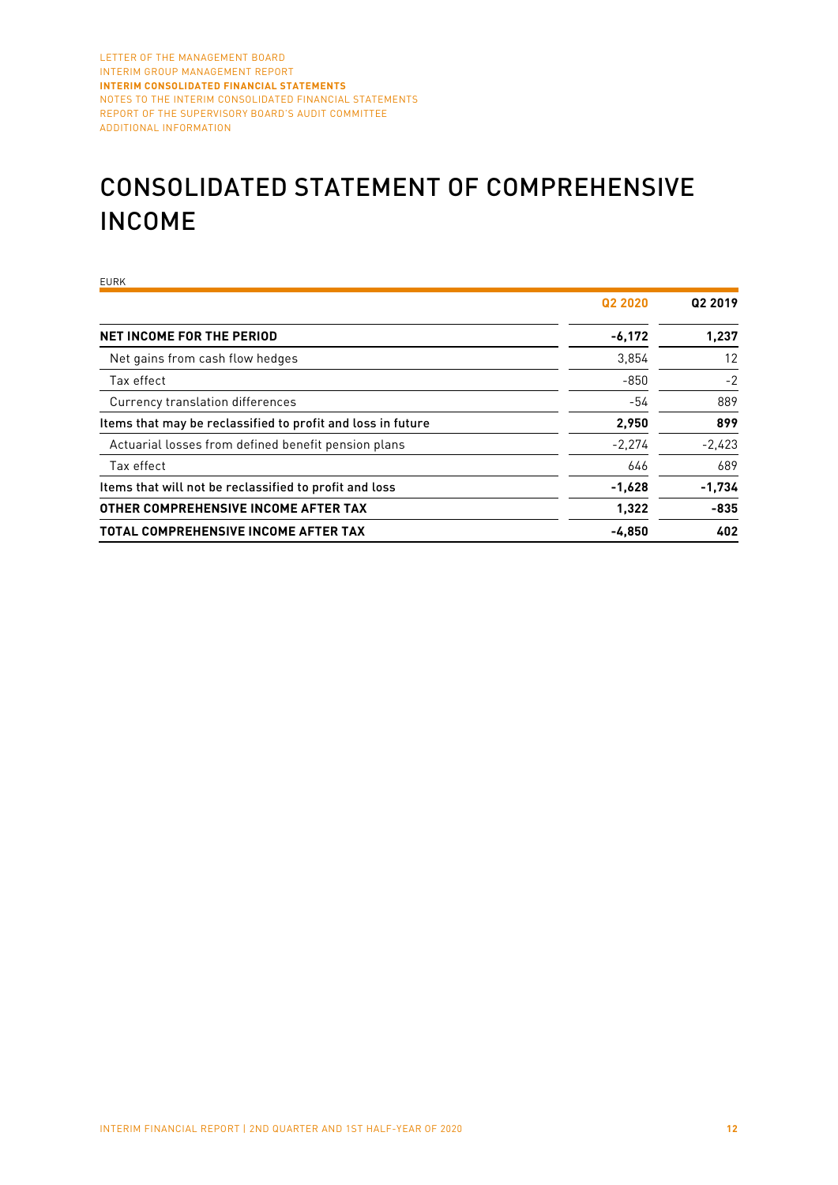# CONSOLIDATED STATEMENT OF COMPREHENSIVE INCOME

EURK

| | Q2 2020 | Q2 2019 |
|---|---|---|
| **NET INCOME FOR THE PERIOD** | **-6,172** | **1,237** |
| Net gains from cash flow hedges | 3,854 | 12 |
| Tax effect | -850 | -2 |
| Currency translation differences | -54 | 889 |
| **Items that may be reclassified to profit and loss in future** | **2,950** | **899** |
| Actuarial losses from defined benefit pension plans | -2,274 | -2,423 |
| Tax effect | 646 | 689 |
| **Items that will not be reclassified to profit and loss** | **-1,628** | **-1,734** |
| **OTHER COMPREHENSIVE INCOME AFTER TAX** | **1,322** | **-835** |
| **TOTAL COMPREHENSIVE INCOME AFTER TAX** | **-4,850** | **402** |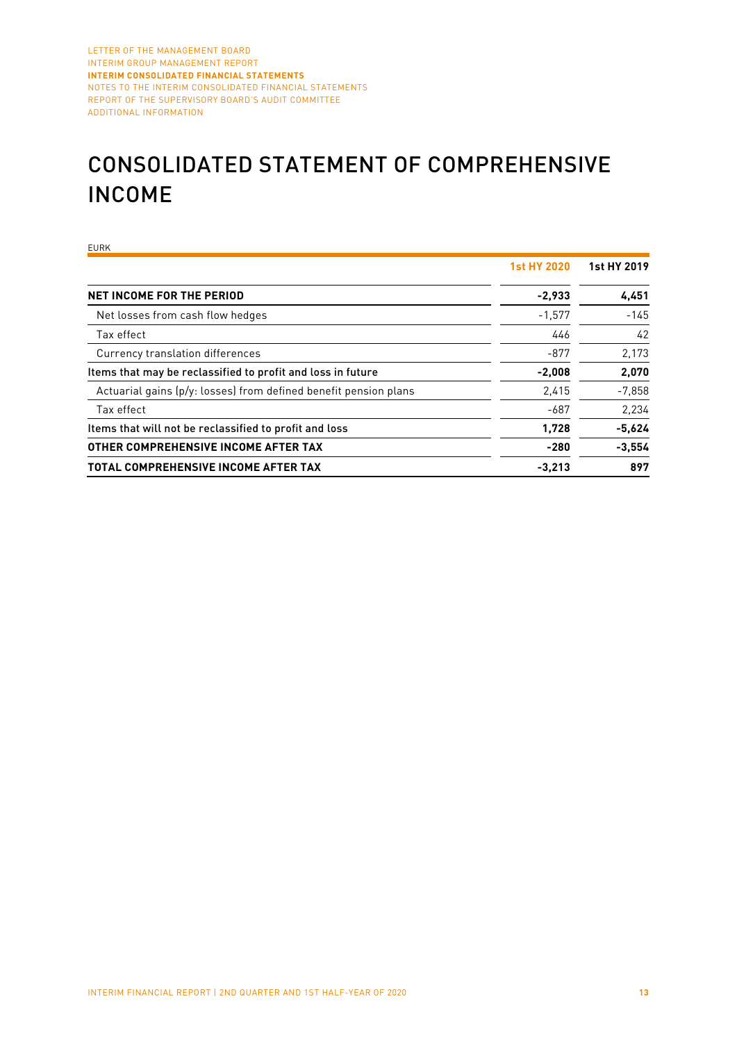# CONSOLIDATED STATEMENT OF COMPREHENSIVE INCOME

EURK

| | 1st HY 2020 | 1st HY 2019 |
|---|---|---|
| **NET INCOME FOR THE PERIOD** | **-2,933** | **4,451** |
| Net losses from cash flow hedges | -1,577 | -145 |
| Tax effect | 446 | 42 |
| Currency translation differences | -877 | 2,173 |
| **Items that may be reclassified to profit and loss in future** | **-2,008** | **2,070** |
| Actuarial gains (p/y: losses) from defined benefit pension plans | 2,415 | -7,858 |
| Tax effect | -687 | 2,234 |
| **Items that will not be reclassified to profit and loss** | **1,728** | **-5,624** |
| **OTHER COMPREHENSIVE INCOME AFTER TAX** | **-280** | **-3,554** |
| **TOTAL COMPREHENSIVE INCOME AFTER TAX** | **-3,213** | **897** |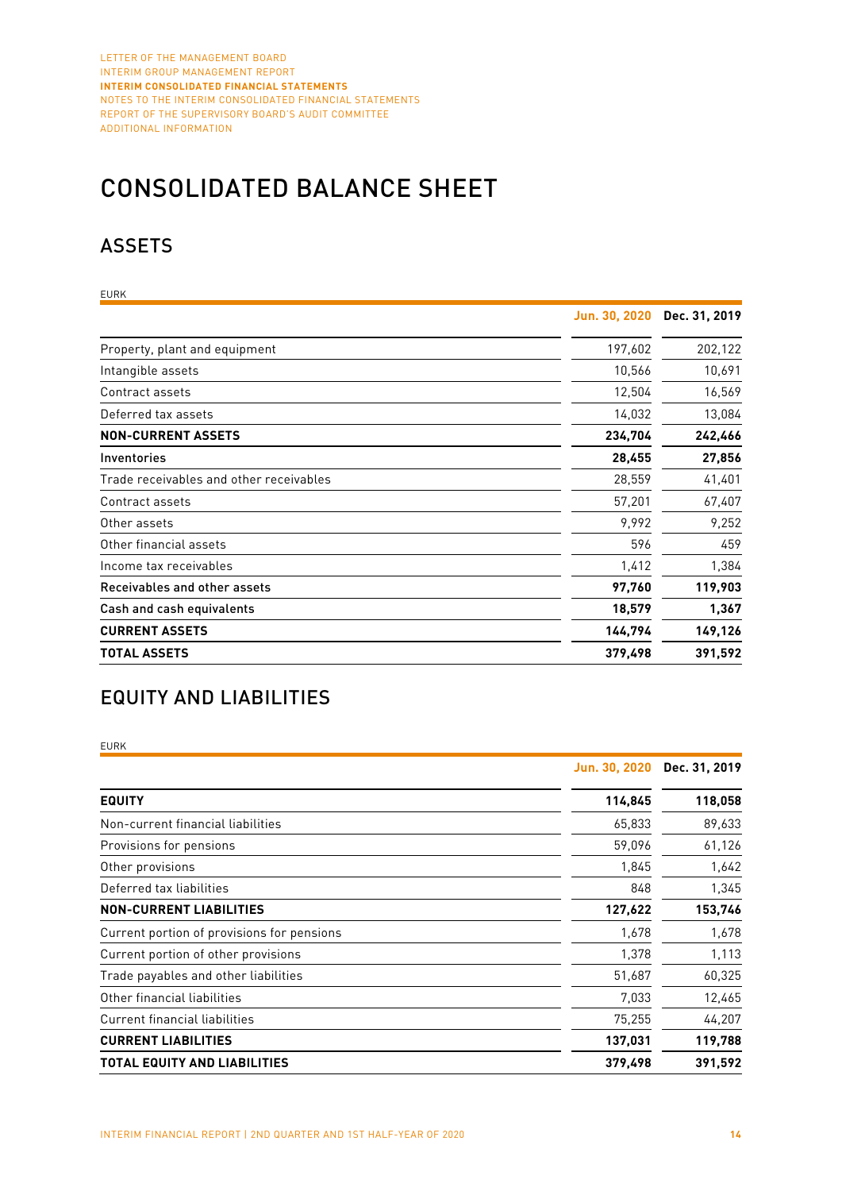# CONSOLIDATED BALANCE SHEET

## ASSETS

EURK

| | Jun. 30, 2020 | Dec. 31, 2019 |
|---|---|---|
| Property, plant and equipment | 197,602 | 202,122 |
| Intangible assets | 10,566 | 10,691 |
| Contract assets | 12,504 | 16,569 |
| Deferred tax assets | 14,032 | 13,084 |
| **NON-CURRENT ASSETS** | **234,704** | **242,466** |
| Inventories | **28,455** | **27,856** |
| Trade receivables and other receivables | 28,559 | 41,401 |
| Contract assets | 57,201 | 67,407 |
| Other assets | 9,992 | 9,252 |
| Other financial assets | 596 | 459 |
| Income tax receivables | 1,412 | 1,384 |
| Receivables and other assets | **97,760** | **119,903** |
| Cash and cash equivalents | **18,579** | **1,367** |
| **CURRENT ASSETS** | **144,794** | **149,126** |
| **TOTAL ASSETS** | **379,498** | **391,592** |

## EQUITY AND LIABILITIES

EURK

| | Jun. 30, 2020 | Dec. 31, 2019 |
|---|---|---|
| **EQUITY** | **114,845** | **118,058** |
| Non-current financial liabilities | 65,833 | 89,633 |
| Provisions for pensions | 59,096 | 61,126 |
| Other provisions | 1,845 | 1,642 |
| Deferred tax liabilities | 848 | 1,345 |
| **NON-CURRENT LIABILITIES** | **127,622** | **153,746** |
| Current portion of provisions for pensions | 1,678 | 1,678 |
| Current portion of other provisions | 1,378 | 1,113 |
| Trade payables and other liabilities | 51,687 | 60,325 |
| Other financial liabilities | 7,033 | 12,465 |
| Current financial liabilities | 75,255 | 44,207 |
| **CURRENT LIABILITIES** | **137,031** | **119,788** |
| **TOTAL EQUITY AND LIABILITIES** | **379,498** | **391,592** |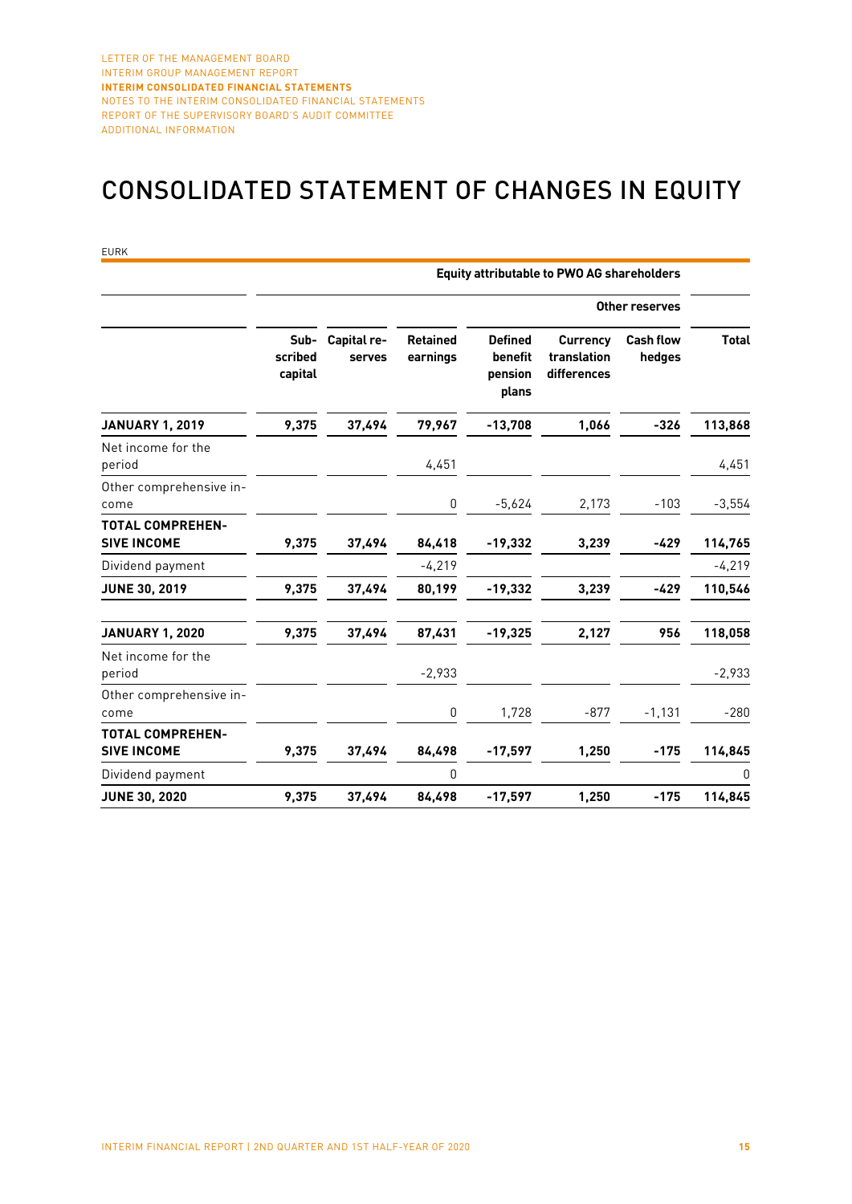# CONSOLIDATED STATEMENT OF CHANGES IN EQUITY

EURK

| | Equity attributable to PWO AG shareholders | | | | | | |
|---|---|---|---|---|---|---|---|
| | | | | Other reserves | | | |
| | Subscribed capital | Capital reserves | Retained earnings | Defined benefit pension plans | Currency translation differences | Cash flow hedges | Total |
| **JANUARY 1, 2019** | **9,375** | **37,494** | **79,967** | **-13,708** | **1,066** | **-326** | **113,868** |
| Net income for the period | | | 4,451 | | | | 4,451 |
| Other comprehensive income | | | 0 | -5,624 | 2,173 | -103 | -3,554 |
| **TOTAL COMPREHENSIVE INCOME** | **9,375** | **37,494** | **84,418** | **-19,332** | **3,239** | **-429** | **114,765** |
| Dividend payment | | | -4,219 | | | | -4,219 |
| **JUNE 30, 2019** | **9,375** | **37,494** | **80,199** | **-19,332** | **3,239** | **-429** | **110,546** |
| **JANUARY 1, 2020** | **9,375** | **37,494** | **87,431** | **-19,325** | **2,127** | **956** | **118,058** |
| Net income for the period | | | -2,933 | | | | -2,933 |
| Other comprehensive income | | | 0 | 1,728 | -877 | -1,131 | -280 |
| **TOTAL COMPREHENSIVE INCOME** | **9,375** | **37,494** | **84,498** | **-17,597** | **1,250** | **-175** | **114,845** |
| Dividend payment | | | 0 | | | | 0 |
| **JUNE 30, 2020** | **9,375** | **37,494** | **84,498** | **-17,597** | **1,250** | **-175** | **114,845** |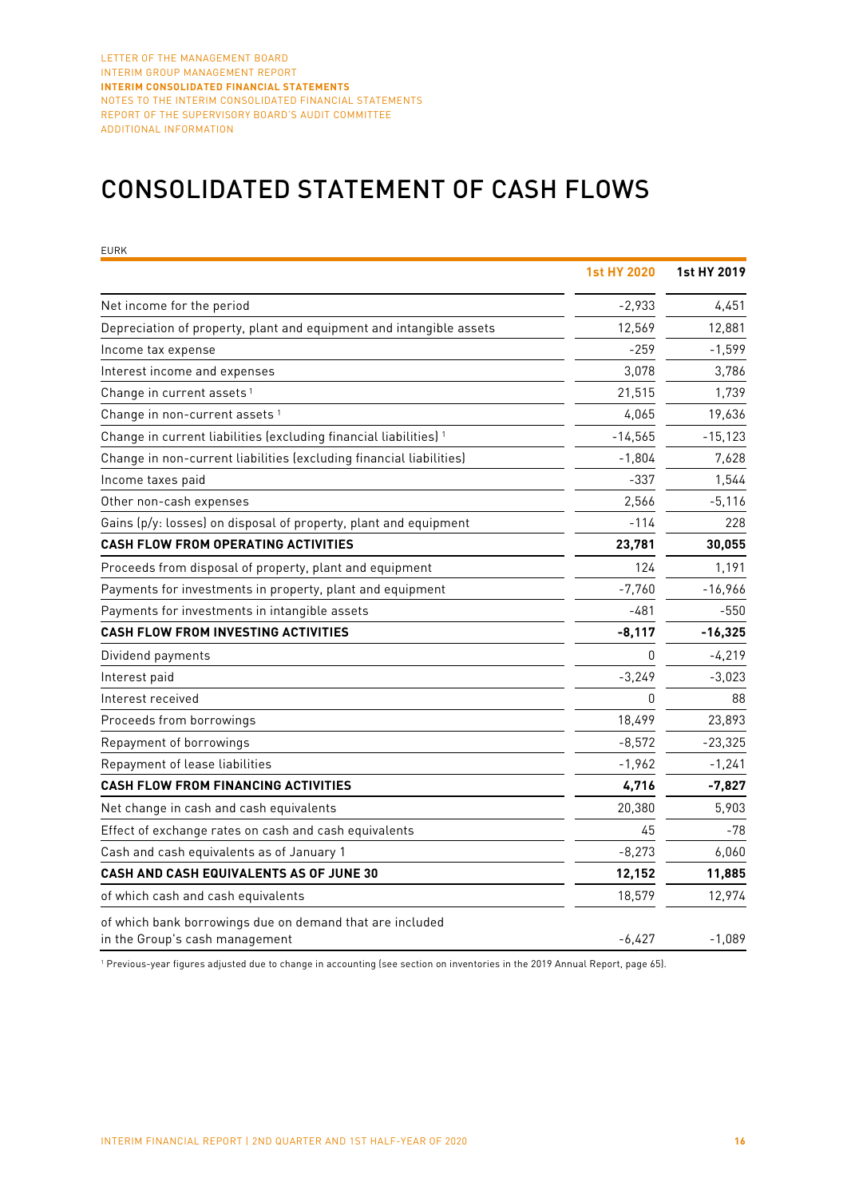# CONSOLIDATED STATEMENT OF CASH FLOWS

EURK

| | 1st HY 2020 | 1st HY 2019 |
|---|---|---|
| Net income for the period | -2,933 | 4,451 |
| Depreciation of property, plant and equipment and intangible assets | 12,569 | 12,881 |
| Income tax expense | -259 | -1,599 |
| Interest income and expenses | 3,078 | 3,786 |
| Change in current assets [1] | 21,515 | 1,739 |
| Change in non-current assets [1] | 4,065 | 19,636 |
| Change in current liabilities (excluding financial liabilities) [1] | -14,565 | -15,123 |
| Change in non-current liabilities (excluding financial liabilities) | -1,804 | 7,628 |
| Income taxes paid | -337 | 1,544 |
| Other non-cash expenses | 2,566 | -5,116 |
| Gains (p/y: losses) on disposal of property, plant and equipment | -114 | 228 |
| **CASH FLOW FROM OPERATING ACTIVITIES** | **23,781** | **30,055** |
| Proceeds from disposal of property, plant and equipment | 124 | 1,191 |
| Payments for investments in property, plant and equipment | -7,760 | -16,966 |
| Payments for investments in intangible assets | -481 | -550 |
| **CASH FLOW FROM INVESTING ACTIVITIES** | **-8,117** | **-16,325** |
| Dividend payments | 0 | -4,219 |
| Interest paid | -3,249 | -3,023 |
| Interest received | 0 | 88 |
| Proceeds from borrowings | 18,499 | 23,893 |
| Repayment of borrowings | -8,572 | -23,325 |
| Repayment of lease liabilities | -1,962 | -1,241 |
| **CASH FLOW FROM FINANCING ACTIVITIES** | **4,716** | **-7,827** |
| Net change in cash and cash equivalents | 20,380 | 5,903 |
| Effect of exchange rates on cash and cash equivalents | 45 | -78 |
| Cash and cash equivalents as of January 1 | -8,273 | 6,060 |
| **CASH AND CASH EQUIVALENTS AS OF JUNE 30** | **12,152** | **11,885** |
| of which cash and cash equivalents | 18,579 | 12,974 |
| of which bank borrowings due on demand that are included in the Group's cash management | -6,427 | -1,089 |

[1] Previous-year figures adjusted due to change in accounting (see section on inventories in the 2019 Annual Report, page 65).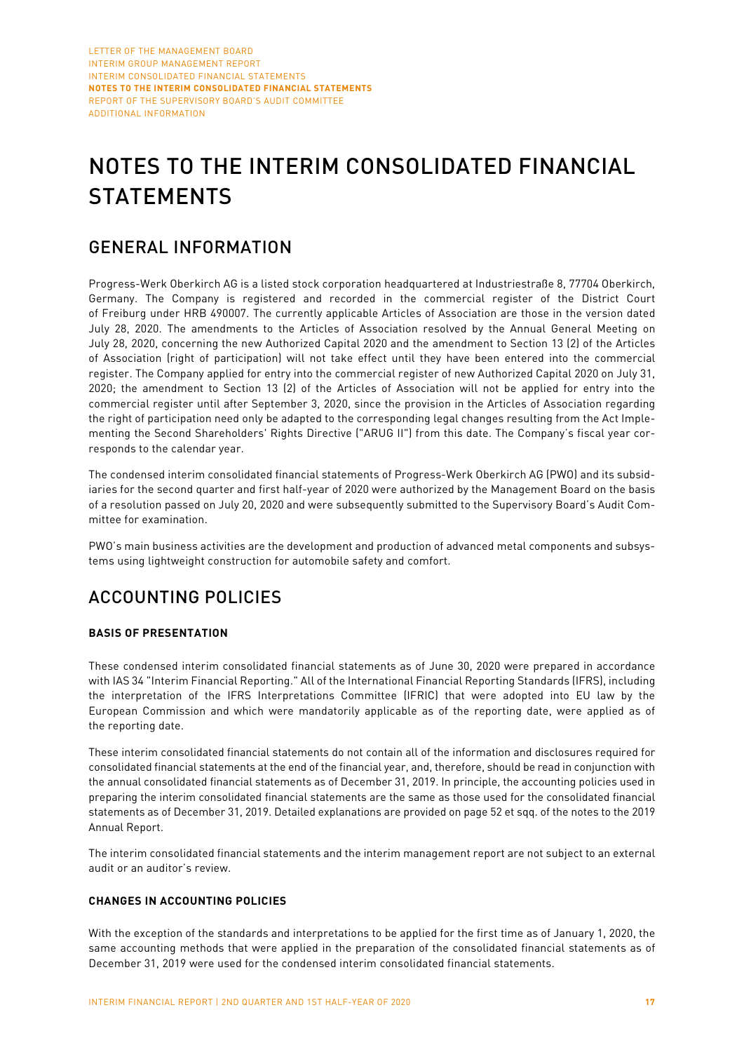# NOTES TO THE INTERIM CONSOLIDATED FINANCIAL STATEMENTS

## GENERAL INFORMATION

Progress-Werk Oberkirch AG is a listed stock corporation headquartered at Industriestraße 8, 77704 Oberkirch, Germany. The Company is registered and recorded in the commercial register of the District Court of Freiburg under HRB 490007. The currently applicable Articles of Association are those in the version dated July 28, 2020. The amendments to the Articles of Association resolved by the Annual General Meeting on July 28, 2020, concerning the new Authorized Capital 2020 and the amendment to Section 13 (2) of the Articles of Association (right of participation) will not take effect until they have been entered into the commercial register. The Company applied for entry into the commercial register of new Authorized Capital 2020 on July 31, 2020; the amendment to Section 13 (2) of the Articles of Association will not be applied for entry into the commercial register until after September 3, 2020, since the provision in the Articles of Association regarding the right of participation need only be adapted to the corresponding legal changes resulting from the Act Implementing the Second Shareholders' Rights Directive ("ARUG II") from this date. The Company's fiscal year corresponds to the calendar year.

The condensed interim consolidated financial statements of Progress-Werk Oberkirch AG (PWO) and its subsidiaries for the second quarter and first half-year of 2020 were authorized by the Management Board on the basis of a resolution passed on July 20, 2020 and were subsequently submitted to the Supervisory Board's Audit Committee for examination.

PWO's main business activities are the development and production of advanced metal components and subsystems using lightweight construction for automobile safety and comfort.

## ACCOUNTING POLICIES

### BASIS OF PRESENTATION

These condensed interim consolidated financial statements as of June 30, 2020 were prepared in accordance with IAS 34 "Interim Financial Reporting." All of the International Financial Reporting Standards (IFRS), including the interpretation of the IFRS Interpretations Committee (IFRIC) that were adopted into EU law by the European Commission and which were mandatorily applicable as of the reporting date, were applied as of the reporting date.

These interim consolidated financial statements do not contain all of the information and disclosures required for consolidated financial statements at the end of the financial year, and, therefore, should be read in conjunction with the annual consolidated financial statements as of December 31, 2019. In principle, the accounting policies used in preparing the interim consolidated financial statements are the same as those used for the consolidated financial statements as of December 31, 2019. Detailed explanations are provided on page 52 et sqq. of the notes to the 2019 Annual Report.

The interim consolidated financial statements and the interim management report are not subject to an external audit or an auditor's review.

### CHANGES IN ACCOUNTING POLICIES

With the exception of the standards and interpretations to be applied for the first time as of January 1, 2020, the same accounting methods that were applied in the preparation of the consolidated financial statements as of December 31, 2019 were used for the condensed interim consolidated financial statements.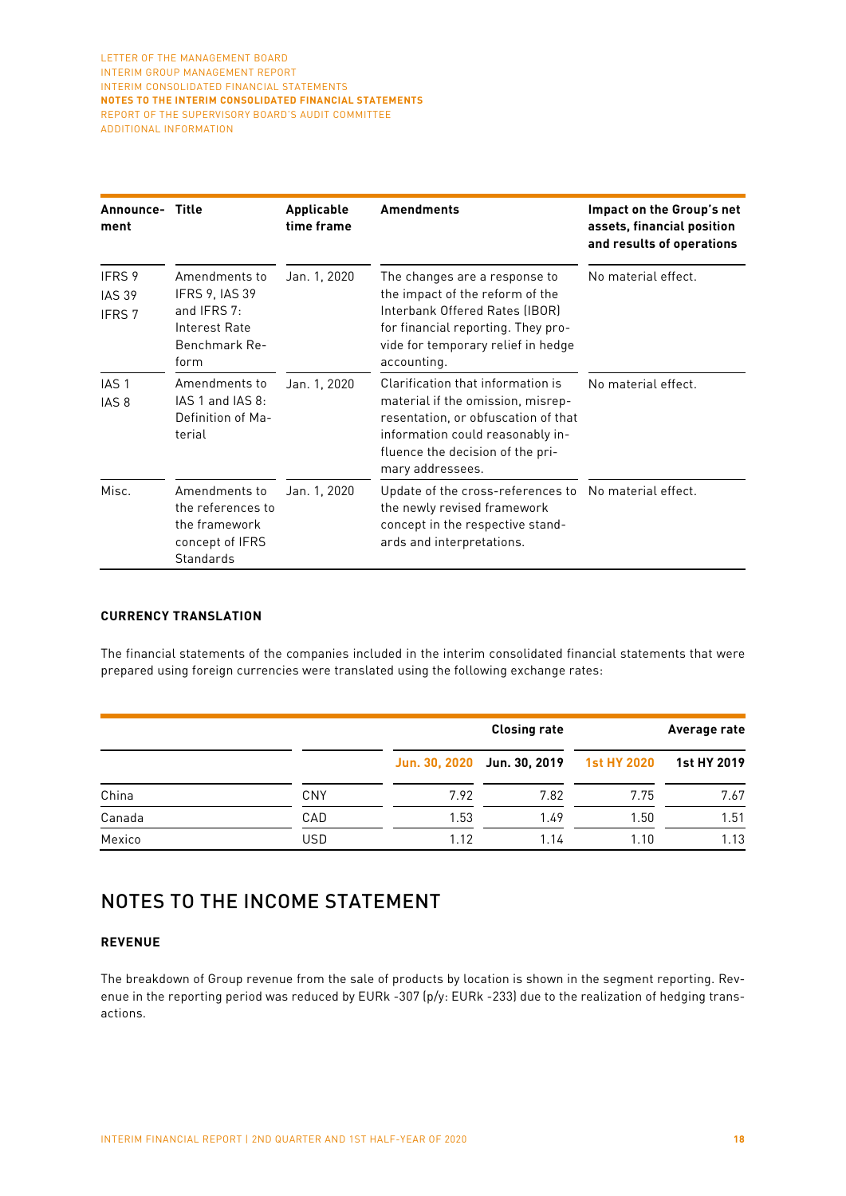| Announcement | Title | Applicable time frame | Amendments | Impact on the Group's net assets, financial position and results of operations |
|---|---|---|---|---|
| IFRS 9<br>IAS 39<br>IFRS 7 | Amendments to IFRS 9, IAS 39 and IFRS 7: Interest Rate Benchmark Reform | Jan. 1, 2020 | The changes are a response to the impact of the reform of the Interbank Offered Rates (IBOR) for financial reporting. They provide for temporary relief in hedge accounting. | No material effect. |
| IAS 1<br>IAS 8 | Amendments to IAS 1 and IAS 8: Definition of Material | Jan. 1, 2020 | Clarification that information is material if the omission, misrepresentation, or obfuscation of that information could reasonably influence the decision of the primary addressees. | No material effect. |
| Misc. | Amendments to the references to the framework concept of IFRS Standards | Jan. 1, 2020 | Update of the cross-references to the newly revised framework concept in the respective standards and interpretations. | No material effect. |

### CURRENCY TRANSLATION

The financial statements of the companies included in the interim consolidated financial statements that were prepared using foreign currencies were translated using the following exchange rates:

| | | Closing rate | | Average rate | |
|---|---|---|---|---|---|
| | | Jun. 30, 2020 | Jun. 30, 2019 | 1st HY 2020 | 1st HY 2019 |
| China | CNY | 7.92 | 7.82 | 7.75 | 7.67 |
| Canada | CAD | 1.53 | 1.49 | 1.50 | 1.51 |
| Mexico | USD | 1.12 | 1.14 | 1.10 | 1.13 |

## NOTES TO THE INCOME STATEMENT

### REVENUE

The breakdown of Group revenue from the sale of products by location is shown in the segment reporting. Revenue in the reporting period was reduced by EURk -307 (p/y: EURk -233) due to the realization of hedging transactions.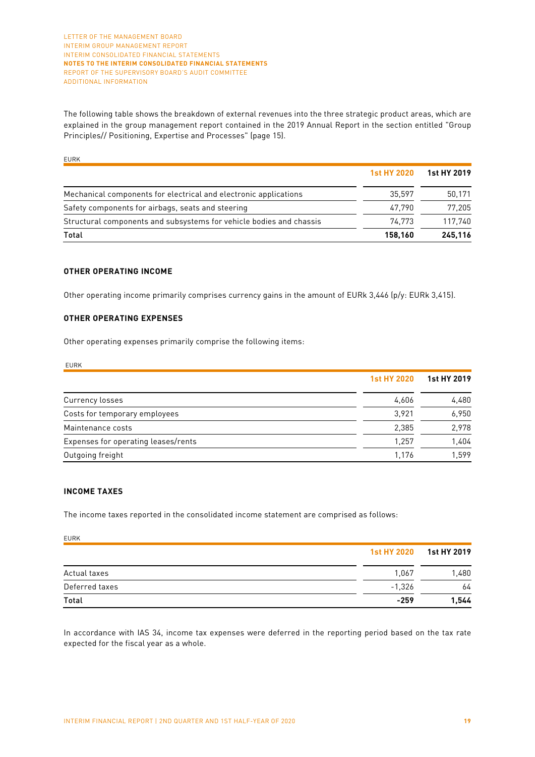The following table shows the breakdown of external revenues into the three strategic product areas, which are explained in the group management report contained in the 2019 Annual Report in the section entitled "Group Principles// Positioning, Expertise and Processes" (page 15).

EURK

| | 1st HY 2020 | 1st HY 2019 |
|---|---|---|
| Mechanical components for electrical and electronic applications | 35,597 | 50,171 |
| Safety components for airbags, seats and steering | 47,790 | 77,205 |
| Structural components and subsystems for vehicle bodies and chassis | 74,773 | 117,740 |
| **Total** | **158,160** | **245,116** |

### OTHER OPERATING INCOME

Other operating income primarily comprises currency gains in the amount of EURk 3,446 (p/y: EURk 3,415).

### OTHER OPERATING EXPENSES

Other operating expenses primarily comprise the following items:

EURK

| | 1st HY 2020 | 1st HY 2019 |
|---|---|---|
| Currency losses | 4,606 | 4,480 |
| Costs for temporary employees | 3,921 | 6,950 |
| Maintenance costs | 2,385 | 2,978 |
| Expenses for operating leases/rents | 1,257 | 1,404 |
| Outgoing freight | 1,176 | 1,599 |

### INCOME TAXES

The income taxes reported in the consolidated income statement are comprised as follows:

EURK

| | 1st HY 2020 | 1st HY 2019 |
|---|---|---|
| Actual taxes | 1,067 | 1,480 |
| Deferred taxes | -1,326 | 64 |
| **Total** | **-259** | **1,544** |

In accordance with IAS 34, income tax expenses were deferred in the reporting period based on the tax rate expected for the fiscal year as a whole.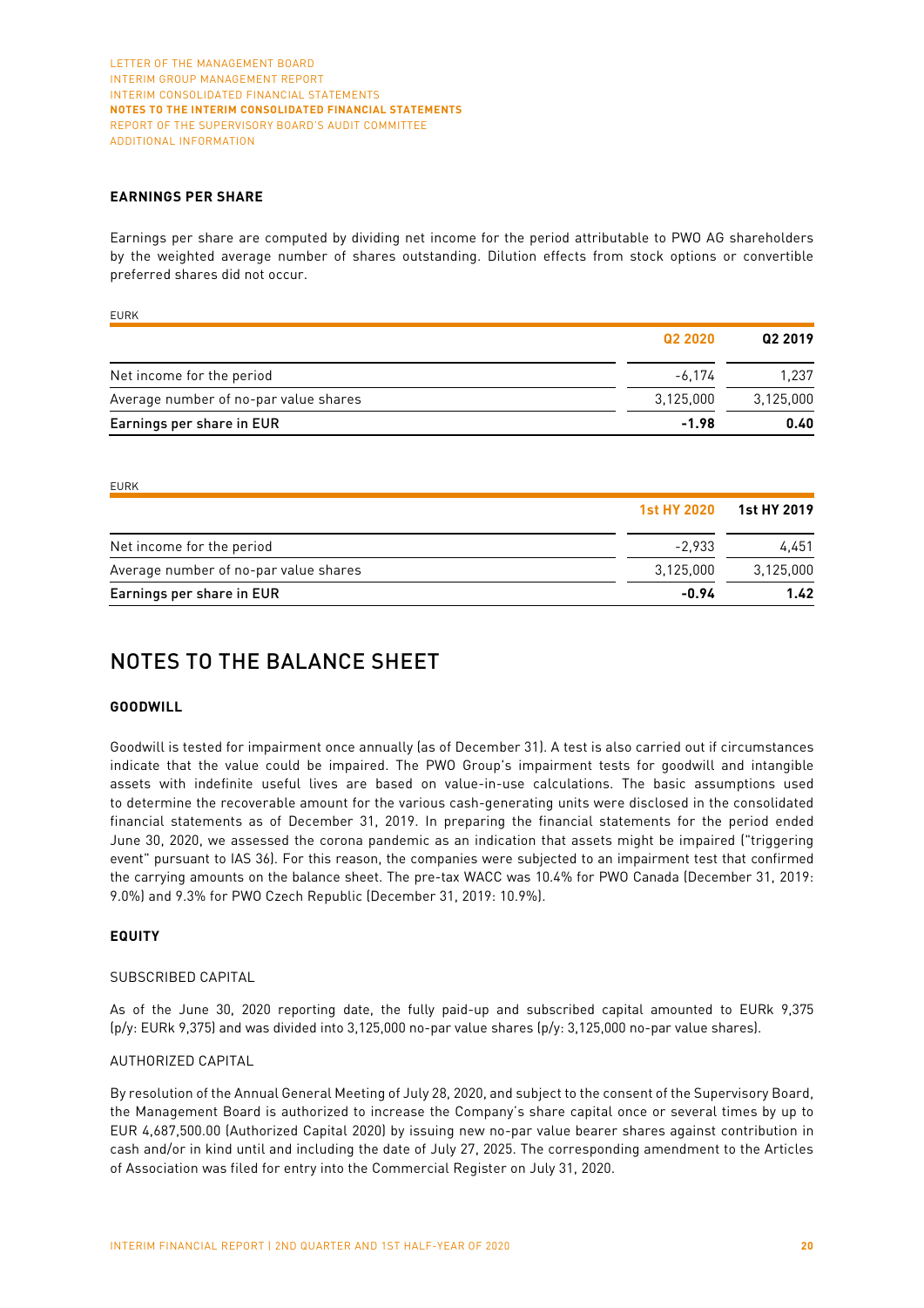**EARNINGS PER SHARE**

Earnings per share are computed by dividing net income for the period attributable to PWO AG shareholders by the weighted average number of shares outstanding. Dilution effects from stock options or convertible preferred shares did not occur.

EURK

| | Q2 2020 | Q2 2019 |
|---|---|---|
| Net income for the period | -6,174 | 1,237 |
| Average number of no-par value shares | 3,125,000 | 3,125,000 |
| **Earnings per share in EUR** | **-1.98** | **0.40** |

EURK

| | 1st HY 2020 | 1st HY 2019 |
|---|---|---|
| Net income for the period | -2,933 | 4,451 |
| Average number of no-par value shares | 3,125,000 | 3,125,000 |
| **Earnings per share in EUR** | **-0.94** | **1.42** |

# NOTES TO THE BALANCE SHEET

**GOODWILL**

Goodwill is tested for impairment once annually (as of December 31). A test is also carried out if circumstances indicate that the value could be impaired. The PWO Group's impairment tests for goodwill and intangible assets with indefinite useful lives are based on value-in-use calculations. The basic assumptions used to determine the recoverable amount for the various cash-generating units were disclosed in the consolidated financial statements as of December 31, 2019. In preparing the financial statements for the period ended June 30, 2020, we assessed the corona pandemic as an indication that assets might be impaired ("triggering event" pursuant to IAS 36). For this reason, the companies were subjected to an impairment test that confirmed the carrying amounts on the balance sheet. The pre-tax WACC was 10.4% for PWO Canada (December 31, 2019: 9.0%) and 9.3% for PWO Czech Republic (December 31, 2019: 10.9%).

**EQUITY**

SUBSCRIBED CAPITAL

As of the June 30, 2020 reporting date, the fully paid-up and subscribed capital amounted to EURk 9,375 (p/y: EURk 9,375) and was divided into 3,125,000 no-par value shares (p/y: 3,125,000 no-par value shares).

AUTHORIZED CAPITAL

By resolution of the Annual General Meeting of July 28, 2020, and subject to the consent of the Supervisory Board, the Management Board is authorized to increase the Company's share capital once or several times by up to EUR 4,687,500.00 (Authorized Capital 2020) by issuing new no-par value bearer shares against contribution in cash and/or in kind until and including the date of July 27, 2025. The corresponding amendment to the Articles of Association was filed for entry into the Commercial Register on July 31, 2020.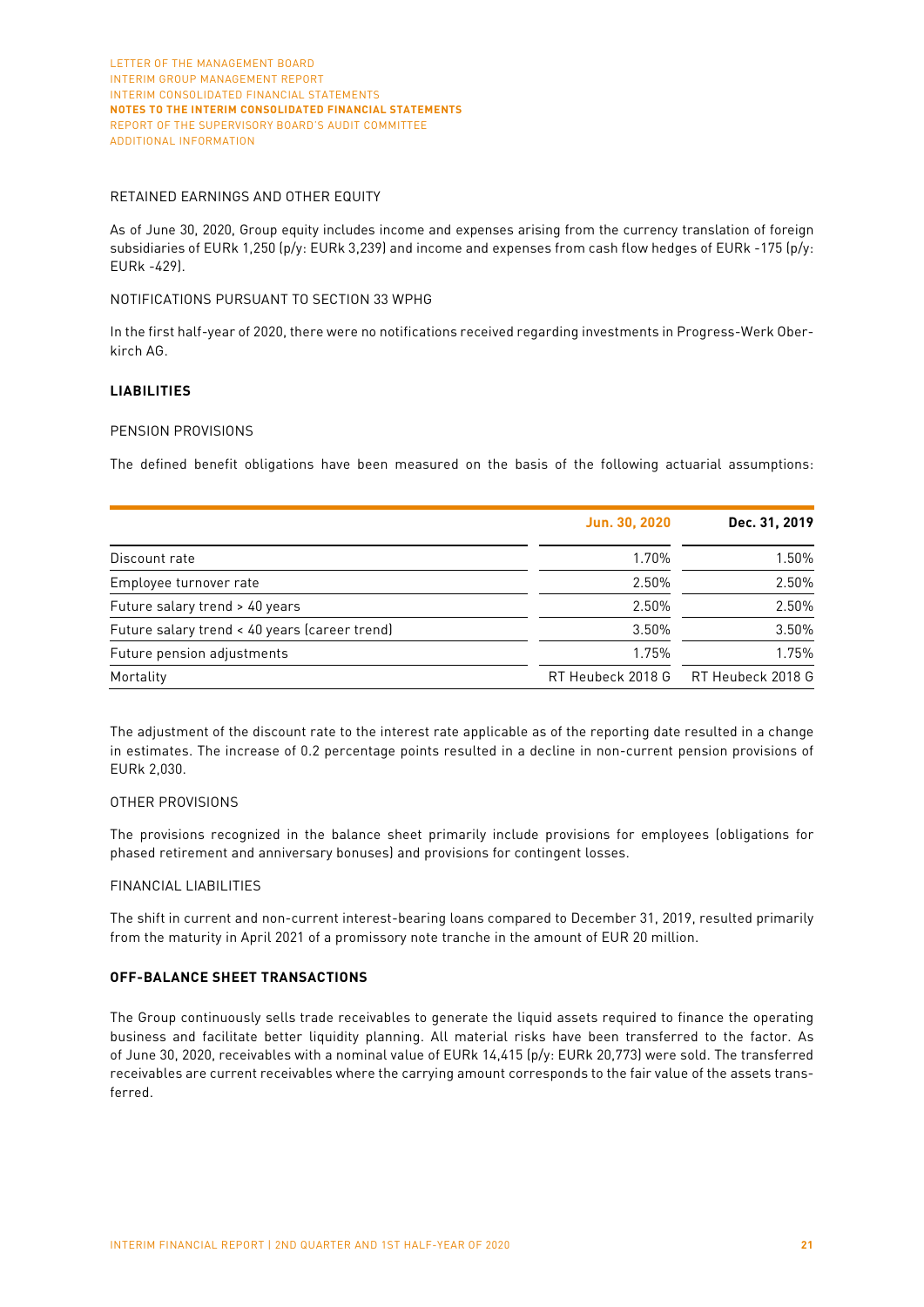RETAINED EARNINGS AND OTHER EQUITY

As of June 30, 2020, Group equity includes income and expenses arising from the currency translation of foreign subsidiaries of EURk 1,250 (p/y: EURk 3,239) and income and expenses from cash flow hedges of EURk -175 (p/y: EURk -429).

NOTIFICATIONS PURSUANT TO SECTION 33 WPHG

In the first half-year of 2020, there were no notifications received regarding investments in Progress-Werk Oberkirch AG.

**LIABILITIES**

PENSION PROVISIONS

The defined benefit obligations have been measured on the basis of the following actuarial assumptions:

| | Jun. 30, 2020 | Dec. 31, 2019 |
|---|---|---|
| Discount rate | 1.70% | 1.50% |
| Employee turnover rate | 2.50% | 2.50% |
| Future salary trend > 40 years | 2.50% | 2.50% |
| Future salary trend < 40 years (career trend) | 3.50% | 3.50% |
| Future pension adjustments | 1.75% | 1.75% |
| Mortality | RT Heubeck 2018 G | RT Heubeck 2018 G |

The adjustment of the discount rate to the interest rate applicable as of the reporting date resulted in a change in estimates. The increase of 0.2 percentage points resulted in a decline in non-current pension provisions of EURk 2,030.

OTHER PROVISIONS

The provisions recognized in the balance sheet primarily include provisions for employees (obligations for phased retirement and anniversary bonuses) and provisions for contingent losses.

FINANCIAL LIABILITIES

The shift in current and non-current interest-bearing loans compared to December 31, 2019, resulted primarily from the maturity in April 2021 of a promissory note tranche in the amount of EUR 20 million.

**OFF-BALANCE SHEET TRANSACTIONS**

The Group continuously sells trade receivables to generate the liquid assets required to finance the operating business and facilitate better liquidity planning. All material risks have been transferred to the factor. As of June 30, 2020, receivables with a nominal value of EURk 14,415 (p/y: EURk 20,773) were sold. The transferred receivables are current receivables where the carrying amount corresponds to the fair value of the assets transferred.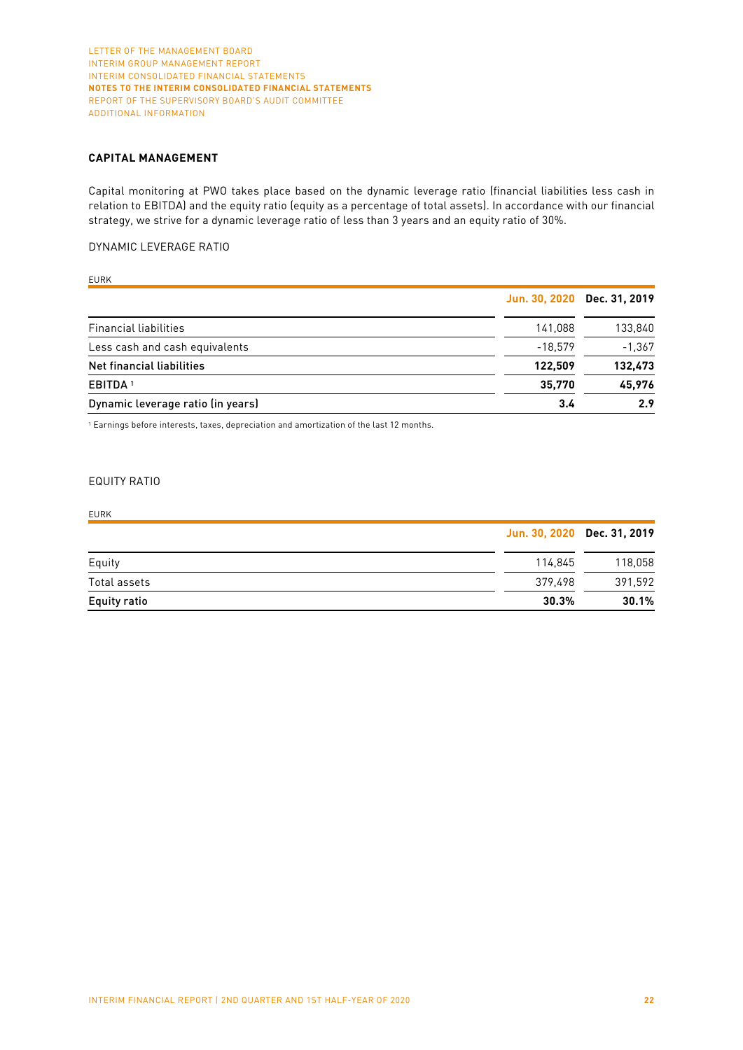## CAPITAL MANAGEMENT

Capital monitoring at PWO takes place based on the dynamic leverage ratio (financial liabilities less cash in relation to EBITDA) and the equity ratio (equity as a percentage of total assets). In accordance with our financial strategy, we strive for a dynamic leverage ratio of less than 3 years and an equity ratio of 30%.

### DYNAMIC LEVERAGE RATIO

EURK

| | Jun. 30, 2020 | Dec. 31, 2019 |
|---|---|---|
| Financial liabilities | 141,088 | 133,840 |
| Less cash and cash equivalents | -18,579 | -1,367 |
| **Net financial liabilities** | **122,509** | **132,473** |
| **EBITDA [1]** | **35,770** | **45,976** |
| **Dynamic leverage ratio (in years)** | **3.4** | **2.9** |

[1] Earnings before interests, taxes, depreciation and amortization of the last 12 months.

### EQUITY RATIO

EURK

| | Jun. 30, 2020 | Dec. 31, 2019 |
|---|---|---|
| Equity | 114,845 | 118,058 |
| Total assets | 379,498 | 391,592 |
| **Equity ratio** | **30.3%** | **30.1%** |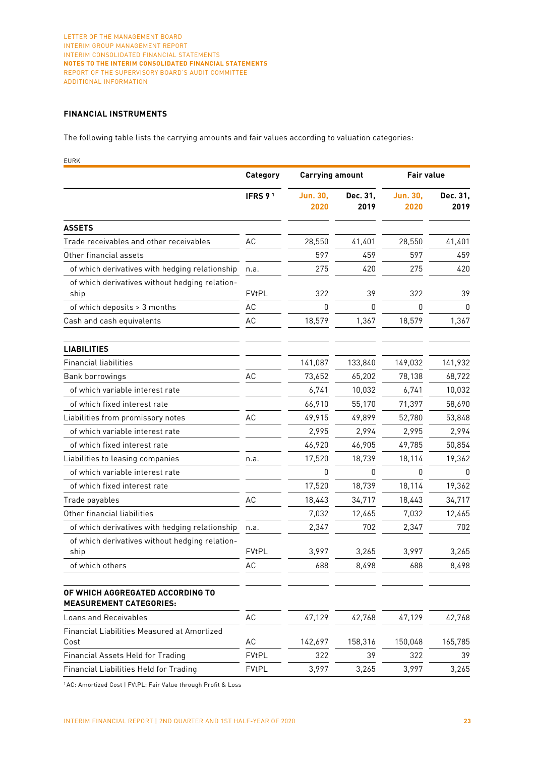## FINANCIAL INSTRUMENTS

The following table lists the carrying amounts and fair values according to valuation categories:

EURK

| | Category | Carrying amount | | Fair value | |
|---|---|---|---|---|---|
| | IFRS 9 [1] | Jun. 30, 2020 | Dec. 31, 2019 | Jun. 30, 2020 | Dec. 31, 2019 |
| **ASSETS** | | | | | |
| Trade receivables and other receivables | AC | 28,550 | 41,401 | 28,550 | 41,401 |
| Other financial assets | | 597 | 459 | 597 | 459 |
| of which derivatives with hedging relationship | n.a. | 275 | 420 | 275 | 420 |
| of which derivatives without hedging relationship | FVtPL | 322 | 39 | 322 | 39 |
| of which deposits > 3 months | AC | 0 | 0 | 0 | 0 |
| Cash and cash equivalents | AC | 18,579 | 1,367 | 18,579 | 1,367 |
| **LIABILITIES** | | | | | |
| Financial liabilities | | 141,087 | 133,840 | 149,032 | 141,932 |
| Bank borrowings | AC | 73,652 | 65,202 | 78,138 | 68,722 |
| of which variable interest rate | | 6,741 | 10,032 | 6,741 | 10,032 |
| of which fixed interest rate | | 66,910 | 55,170 | 71,397 | 58,690 |
| Liabilities from promissory notes | AC | 49,915 | 49,899 | 52,780 | 53,848 |
| of which variable interest rate | | 2,995 | 2,994 | 2,995 | 2,994 |
| of which fixed interest rate | | 46,920 | 46,905 | 49,785 | 50,854 |
| Liabilities to leasing companies | n.a. | 17,520 | 18,739 | 18,114 | 19,362 |
| of which variable interest rate | | 0 | 0 | 0 | 0 |
| of which fixed interest rate | | 17,520 | 18,739 | 18,114 | 19,362 |
| Trade payables | AC | 18,443 | 34,717 | 18,443 | 34,717 |
| Other financial liabilities | | 7,032 | 12,465 | 7,032 | 12,465 |
| of which derivatives with hedging relationship | n.a. | 2,347 | 702 | 2,347 | 702 |
| of which derivatives without hedging relationship | FVtPL | 3,997 | 3,265 | 3,997 | 3,265 |
| of which others | AC | 688 | 8,498 | 688 | 8,498 |
| **OF WHICH AGGREGATED ACCORDING TO MEASUREMENT CATEGORIES:** | | | | | |
| Loans and Receivables | AC | 47,129 | 42,768 | 47,129 | 42,768 |
| Financial Liabilities Measured at Amortized Cost | AC | 142,697 | 158,316 | 150,048 | 165,785 |
| Financial Assets Held for Trading | FVtPL | 322 | 39 | 322 | 39 |
| Financial Liabilities Held for Trading | FVtPL | 3,997 | 3,265 | 3,997 | 3,265 |

[1] AC: Amortized Cost | FVtPL: Fair Value through Profit & Loss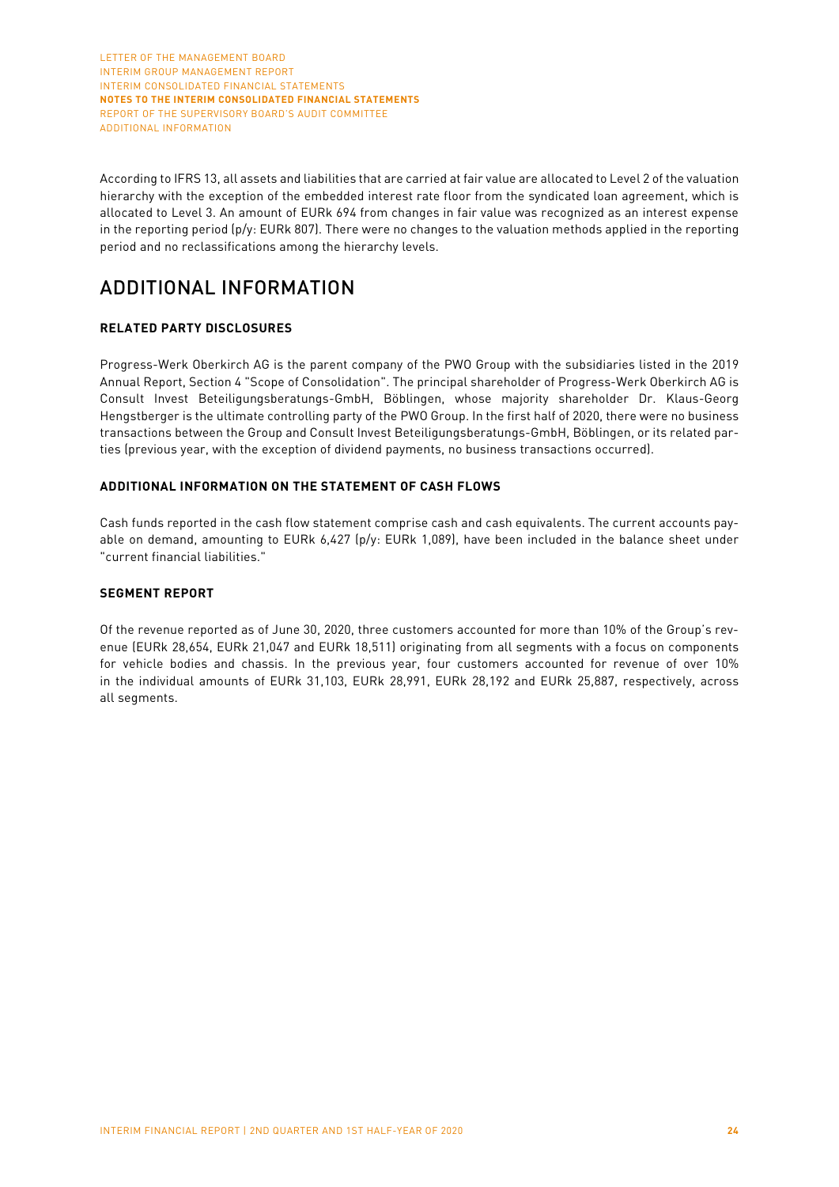According to IFRS 13, all assets and liabilities that are carried at fair value are allocated to Level 2 of the valuation hierarchy with the exception of the embedded interest rate floor from the syndicated loan agreement, which is allocated to Level 3. An amount of EURk 694 from changes in fair value was recognized as an interest expense in the reporting period (p/y: EURk 807). There were no changes to the valuation methods applied in the reporting period and no reclassifications among the hierarchy levels.

# ADDITIONAL INFORMATION

### RELATED PARTY DISCLOSURES

Progress-Werk Oberkirch AG is the parent company of the PWO Group with the subsidiaries listed in the 2019 Annual Report, Section 4 "Scope of Consolidation". The principal shareholder of Progress-Werk Oberkirch AG is Consult Invest Beteiligungsberatungs-GmbH, Böblingen, whose majority shareholder Dr. Klaus-Georg Hengstberger is the ultimate controlling party of the PWO Group. In the first half of 2020, there were no business transactions between the Group and Consult Invest Beteiligungsberatungs-GmbH, Böblingen, or its related parties (previous year, with the exception of dividend payments, no business transactions occurred).

### ADDITIONAL INFORMATION ON THE STATEMENT OF CASH FLOWS

Cash funds reported in the cash flow statement comprise cash and cash equivalents. The current accounts payable on demand, amounting to EURk 6,427 (p/y: EURk 1,089), have been included in the balance sheet under "current financial liabilities."

### SEGMENT REPORT

Of the revenue reported as of June 30, 2020, three customers accounted for more than 10% of the Group's revenue (EURk 28,654, EURk 21,047 and EURk 18,511) originating from all segments with a focus on components for vehicle bodies and chassis. In the previous year, four customers accounted for revenue of over 10% in the individual amounts of EURk 31,103, EURk 28,991, EURk 28,192 and EURk 25,887, respectively, across all segments.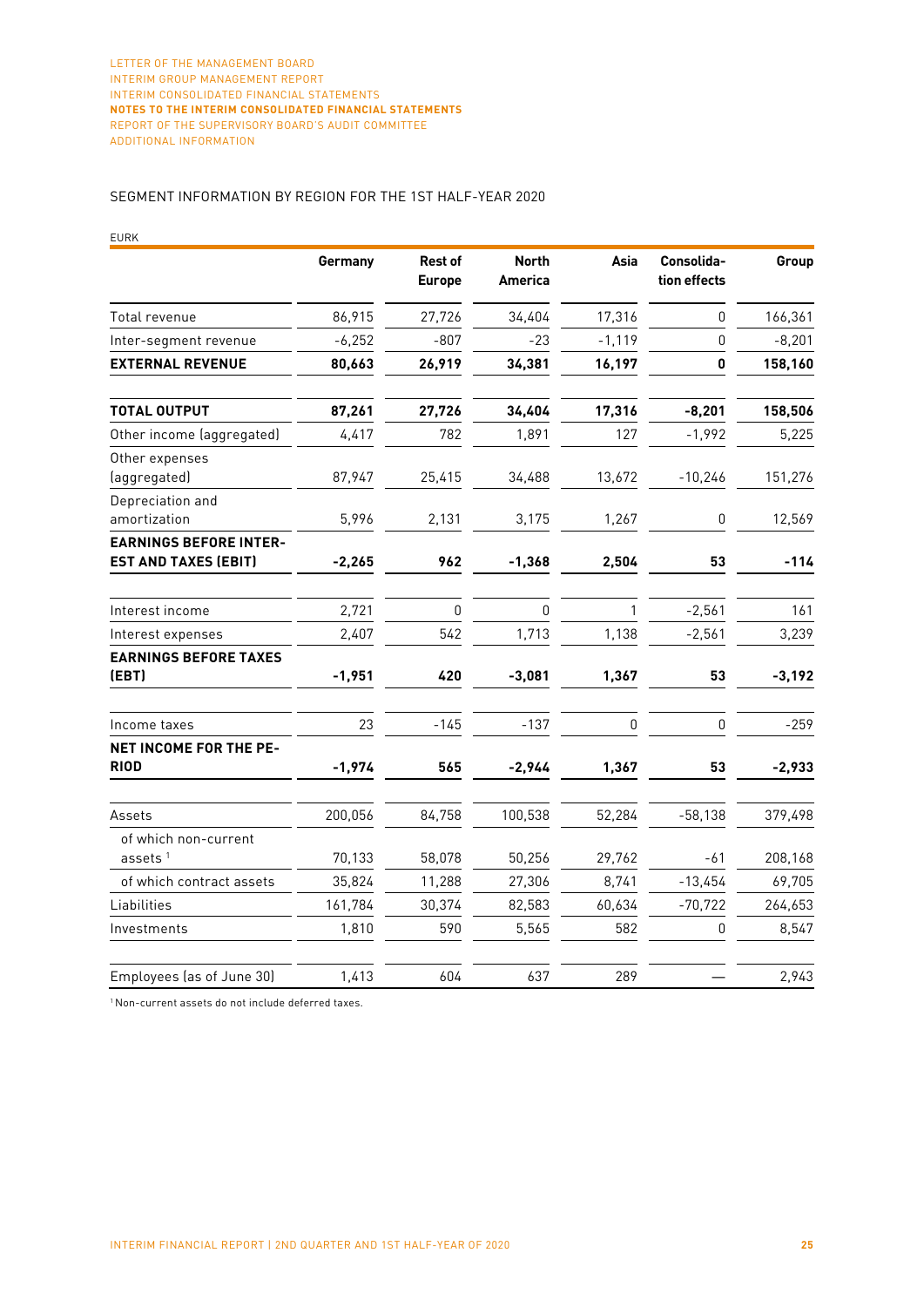## SEGMENT INFORMATION BY REGION FOR THE 1ST HALF-YEAR 2020

EURK

| | Germany | Rest of Europe | North America | Asia | Consolida-tion effects | Group |
|---|---|---|---|---|---|---|
| Total revenue | 86,915 | 27,726 | 34,404 | 17,316 | 0 | 166,361 |
| Inter-segment revenue | -6,252 | -807 | -23 | -1,119 | 0 | -8,201 |
| **EXTERNAL REVENUE** | **80,663** | **26,919** | **34,381** | **16,197** | **0** | **158,160** |
| **TOTAL OUTPUT** | **87,261** | **27,726** | **34,404** | **17,316** | **-8,201** | **158,506** |
| Other income (aggregated) | 4,417 | 782 | 1,891 | 127 | -1,992 | 5,225 |
| Other expenses (aggregated) | 87,947 | 25,415 | 34,488 | 13,672 | -10,246 | 151,276 |
| Depreciation and amortization | 5,996 | 2,131 | 3,175 | 1,267 | 0 | 12,569 |
| **EARNINGS BEFORE INTEREST AND TAXES (EBIT)** | **-2,265** | **962** | **-1,368** | **2,504** | **53** | **-114** |
| Interest income | 2,721 | 0 | 0 | 1 | -2,561 | 161 |
| Interest expenses | 2,407 | 542 | 1,713 | 1,138 | -2,561 | 3,239 |
| **EARNINGS BEFORE TAXES (EBT)** | **-1,951** | **420** | **-3,081** | **1,367** | **53** | **-3,192** |
| Income taxes | 23 | -145 | -137 | 0 | 0 | -259 |
| **NET INCOME FOR THE PERIOD** | **-1,974** | **565** | **-2,944** | **1,367** | **53** | **-2,933** |
| Assets | 200,056 | 84,758 | 100,538 | 52,284 | -58,138 | 379,498 |
| of which non-current assets [1] | 70,133 | 58,078 | 50,256 | 29,762 | -61 | 208,168 |
| of which contract assets | 35,824 | 11,288 | 27,306 | 8,741 | -13,454 | 69,705 |
| Liabilities | 161,784 | 30,374 | 82,583 | 60,634 | -70,722 | 264,653 |
| Investments | 1,810 | 590 | 5,565 | 582 | 0 | 8,547 |
| Employees (as of June 30) | 1,413 | 604 | 637 | 289 | — | 2,943 |

[1] Non-current assets do not include deferred taxes.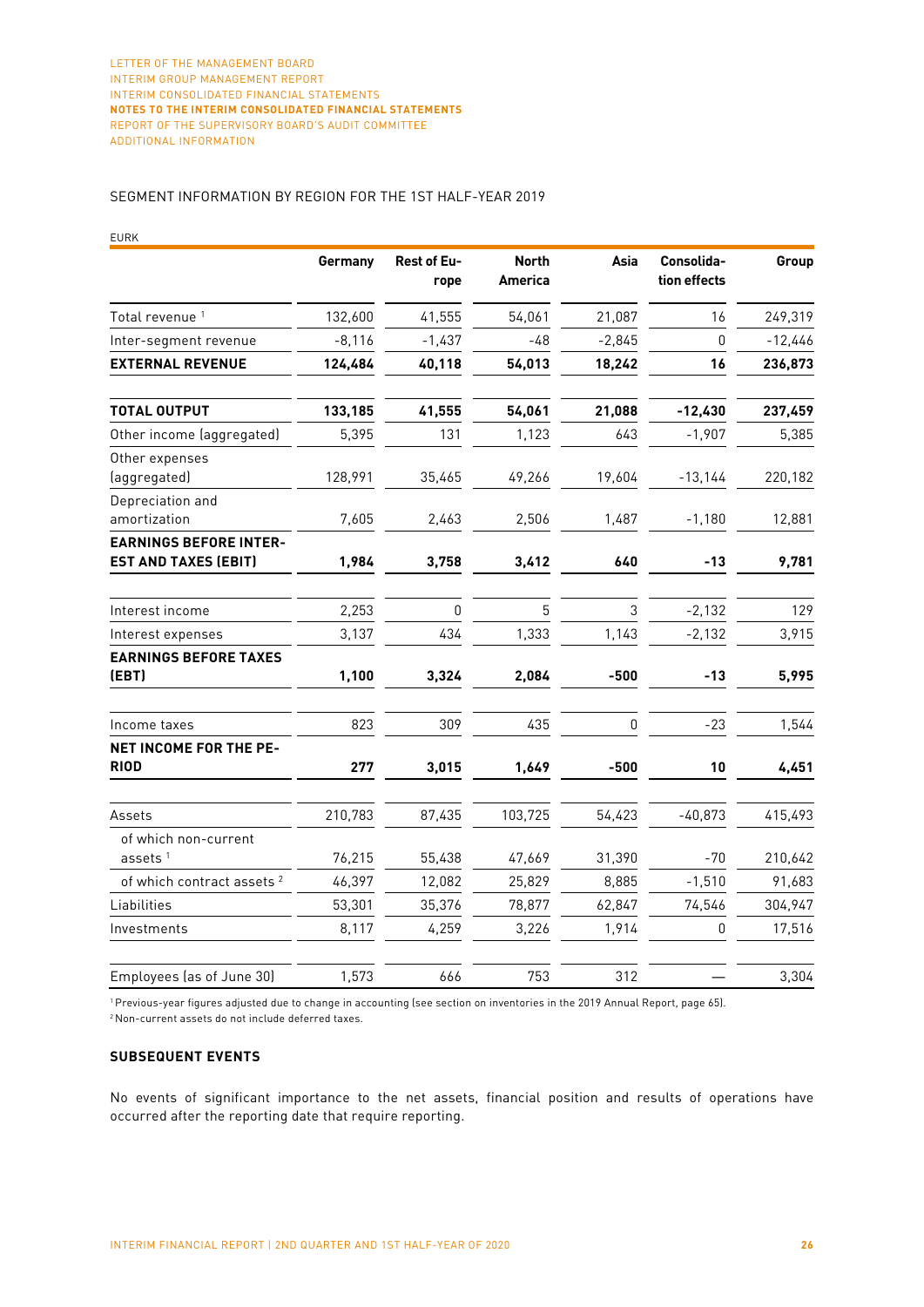SEGMENT INFORMATION BY REGION FOR THE 1ST HALF-YEAR 2019

EURK

| | Germany | Rest of Europe | North America | Asia | Consolidation effects | Group |
|---|---|---|---|---|---|---|
| Total revenue [1] | 132,600 | 41,555 | 54,061 | 21,087 | 16 | 249,319 |
| Inter-segment revenue | -8,116 | -1,437 | -48 | -2,845 | 0 | -12,446 |
| **EXTERNAL REVENUE** | **124,484** | **40,118** | **54,013** | **18,242** | **16** | **236,873** |
| **TOTAL OUTPUT** | **133,185** | **41,555** | **54,061** | **21,088** | **-12,430** | **237,459** |
| Other income (aggregated) | 5,395 | 131 | 1,123 | 643 | -1,907 | 5,385 |
| Other expenses (aggregated) | 128,991 | 35,465 | 49,266 | 19,604 | -13,144 | 220,182 |
| Depreciation and amortization | 7,605 | 2,463 | 2,506 | 1,487 | -1,180 | 12,881 |
| **EARNINGS BEFORE INTEREST AND TAXES (EBIT)** | **1,984** | **3,758** | **3,412** | **640** | **-13** | **9,781** |
| Interest income | 2,253 | 0 | 5 | 3 | -2,132 | 129 |
| Interest expenses | 3,137 | 434 | 1,333 | 1,143 | -2,132 | 3,915 |
| **EARNINGS BEFORE TAXES (EBT)** | **1,100** | **3,324** | **2,084** | **-500** | **-13** | **5,995** |
| Income taxes | 823 | 309 | 435 | 0 | -23 | 1,544 |
| **NET INCOME FOR THE PERIOD** | **277** | **3,015** | **1,649** | **-500** | **10** | **4,451** |
| Assets | 210,783 | 87,435 | 103,725 | 54,423 | -40,873 | 415,493 |
| of which non-current assets [1] | 76,215 | 55,438 | 47,669 | 31,390 | -70 | 210,642 |
| of which contract assets [2] | 46,397 | 12,082 | 25,829 | 8,885 | -1,510 | 91,683 |
| Liabilities | 53,301 | 35,376 | 78,877 | 62,847 | 74,546 | 304,947 |
| Investments | 8,117 | 4,259 | 3,226 | 1,914 | 0 | 17,516 |
| Employees (as of June 30) | 1,573 | 666 | 753 | 312 | — | 3,304 |

[1] Previous-year figures adjusted due to change in accounting (see section on inventories in the 2019 Annual Report, page 65).
[2] Non-current assets do not include deferred taxes.

**SUBSEQUENT EVENTS**

No events of significant importance to the net assets, financial position and results of operations have occurred after the reporting date that require reporting.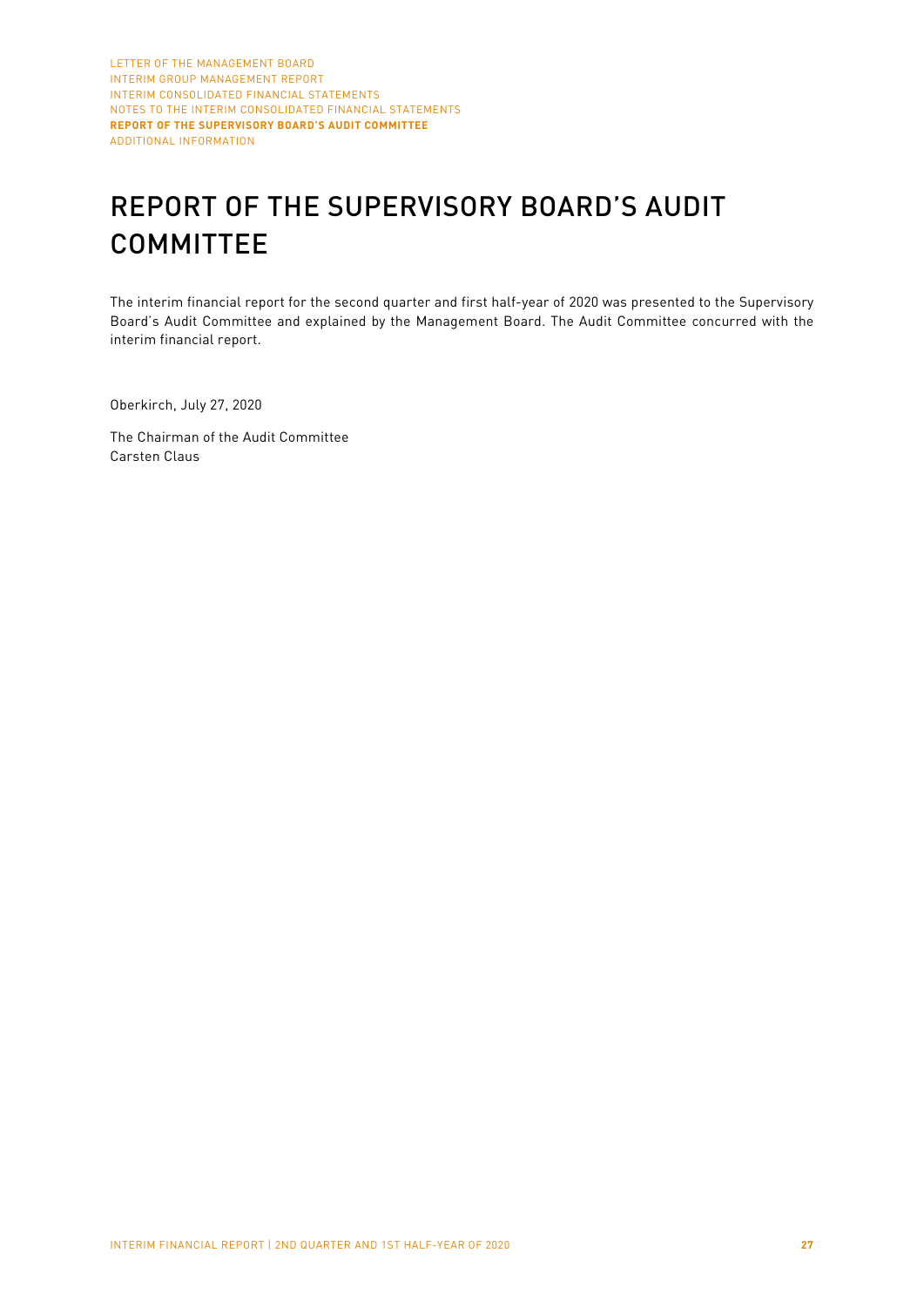# REPORT OF THE SUPERVISORY BOARD'S AUDIT COMMITTEE

The interim financial report for the second quarter and first half-year of 2020 was presented to the Supervisory Board's Audit Committee and explained by the Management Board. The Audit Committee concurred with the interim financial report.

Oberkirch, July 27, 2020

The Chairman of the Audit Committee
Carsten Claus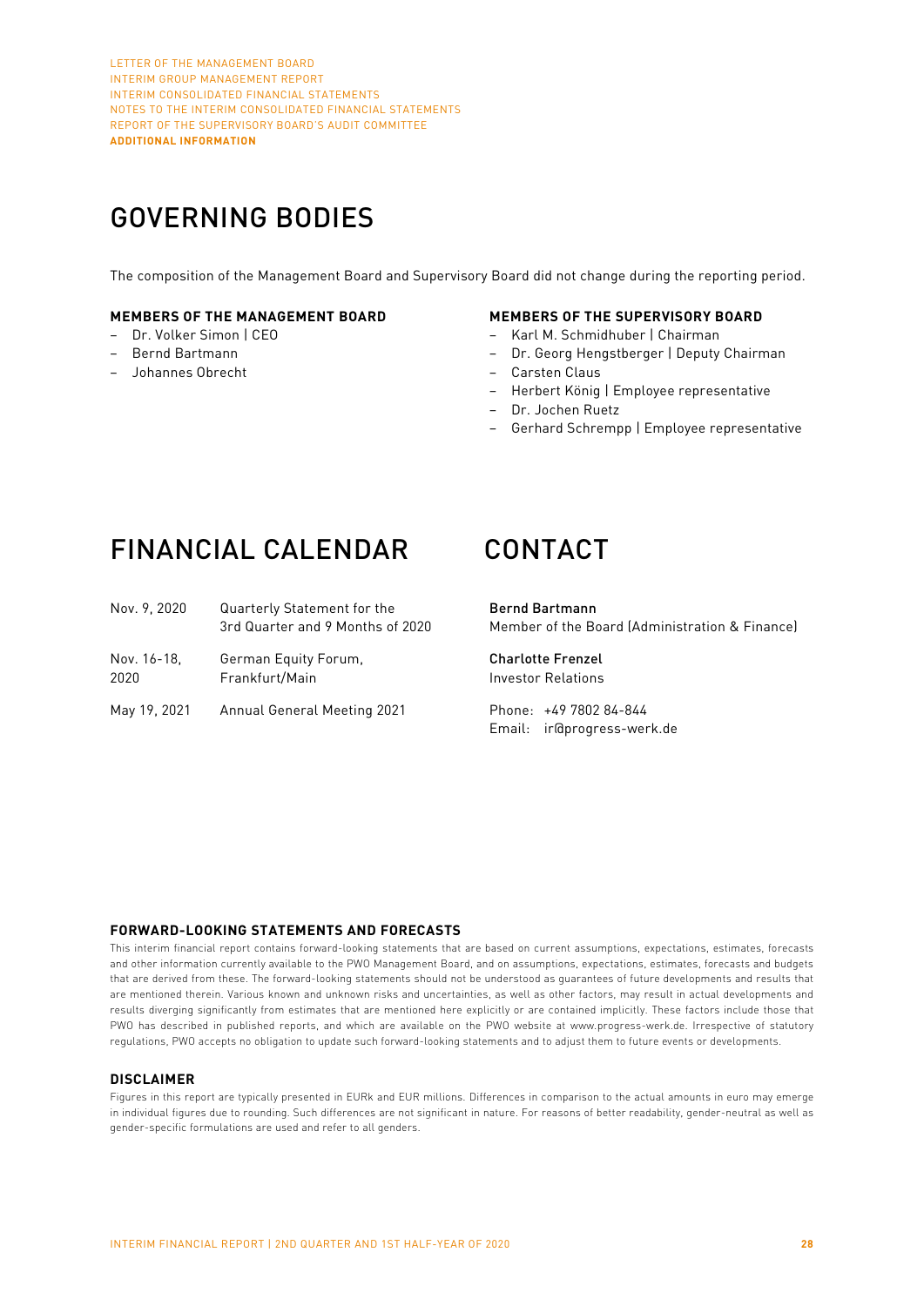# GOVERNING BODIES

The composition of the Management Board and Supervisory Board did not change during the reporting period.

**MEMBERS OF THE MANAGEMENT BOARD**

- Dr. Volker Simon | CEO
- Bernd Bartmann
- Johannes Obrecht

**MEMBERS OF THE SUPERVISORY BOARD**

- Karl M. Schmidhuber | Chairman
- Dr. Georg Hengstberger | Deputy Chairman
- Carsten Claus
- Herbert König | Employee representative
- Dr. Jochen Ruetz
- Gerhard Schrempp | Employee representative

# FINANCIAL CALENDAR

| | |
|---|---|
| Nov. 9, 2020 | Quarterly Statement for the 3rd Quarter and 9 Months of 2020 |
| Nov. 16-18, 2020 | German Equity Forum, Frankfurt/Main |
| May 19, 2021 | Annual General Meeting 2021 |

# CONTACT

**Bernd Bartmann**
Member of the Board (Administration & Finance)

**Charlotte Frenzel**
Investor Relations

Phone: +49 7802 84-844
Email: ir@progress-werk.de

**FORWARD-LOOKING STATEMENTS AND FORECASTS**

This interim financial report contains forward-looking statements that are based on current assumptions, expectations, estimates, forecasts and other information currently available to the PWO Management Board, and on assumptions, expectations, estimates, forecasts and budgets that are derived from these. The forward-looking statements should not be understood as guarantees of future developments and results that are mentioned therein. Various known and unknown risks and uncertainties, as well as other factors, may result in actual developments and results diverging significantly from estimates that are mentioned here explicitly or are contained implicitly. These factors include those that PWO has described in published reports, and which are available on the PWO website at www.progress-werk.de. Irrespective of statutory regulations, PWO accepts no obligation to update such forward-looking statements and to adjust them to future events or developments.

**DISCLAIMER**

Figures in this report are typically presented in EURk and EUR millions. Differences in comparison to the actual amounts in euro may emerge in individual figures due to rounding. Such differences are not significant in nature. For reasons of better readability, gender-neutral as well as gender-specific formulations are used and refer to all genders.